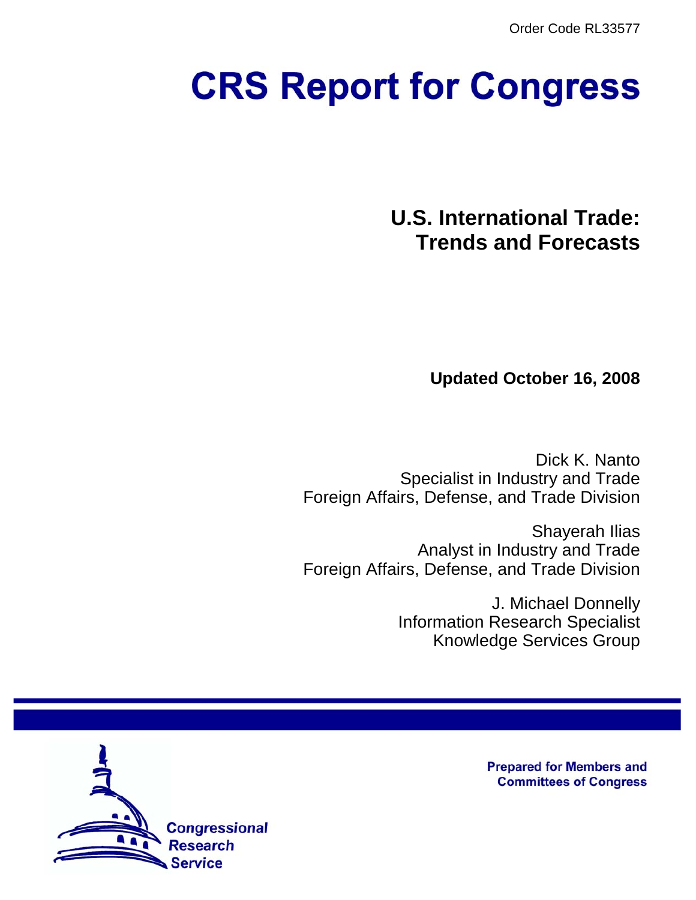Order Code RL33577

# CRS Report for Congress

## U.S. International Trade: Trends and Forecasts

**Updated October 16, 2008**

Dick K. Nanto
Specialist in Industry and Trade
Foreign Affairs, Defense, and Trade Division

Shayerah Ilias
Analyst in Industry and Trade
Foreign Affairs, Defense, and Trade Division

J. Michael Donnelly
Information Research Specialist
Knowledge Services Group

Prepared for Members and Committees of Congress

Congressional Research Service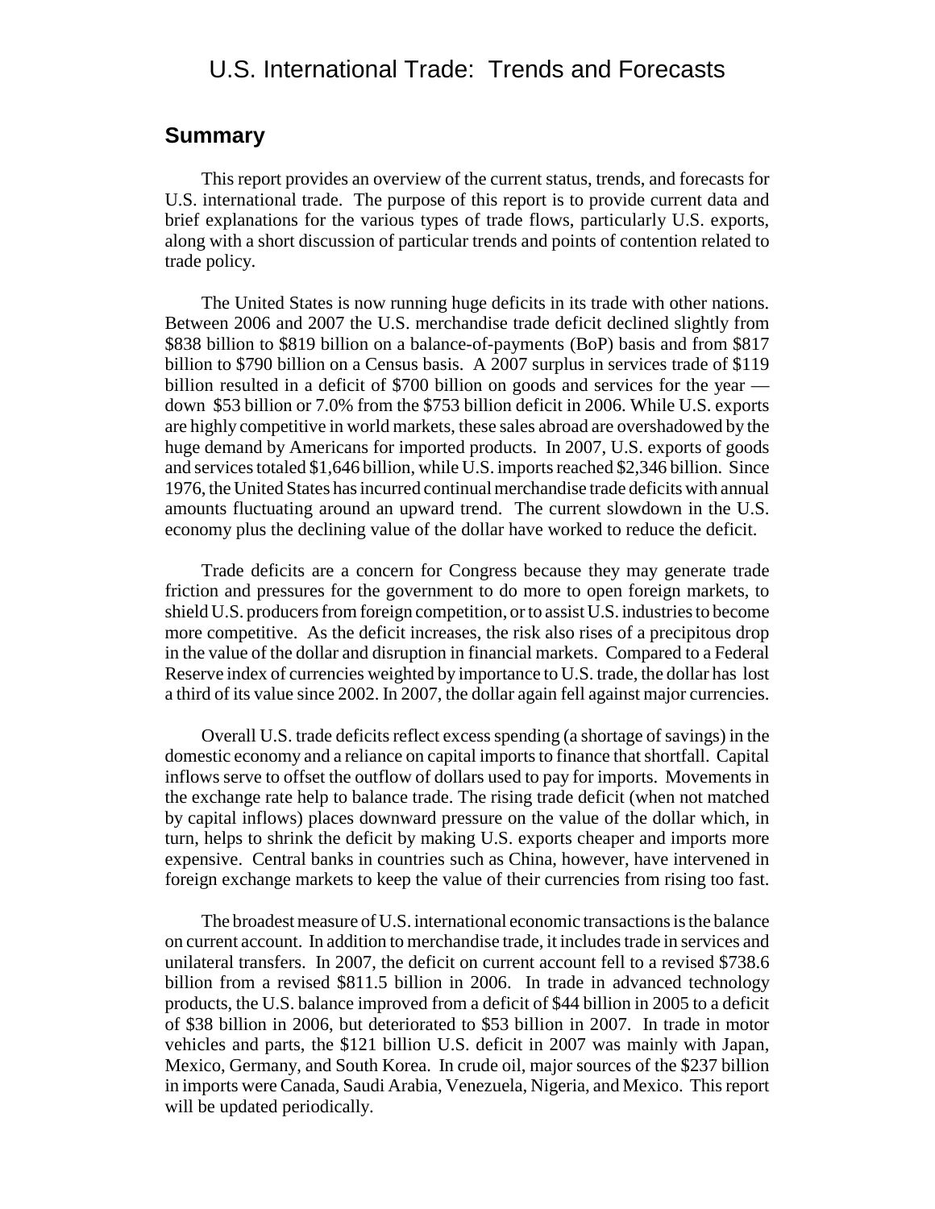# U.S. International Trade: Trends and Forecasts

## Summary

This report provides an overview of the current status, trends, and forecasts for U.S. international trade. The purpose of this report is to provide current data and brief explanations for the various types of trade flows, particularly U.S. exports, along with a short discussion of particular trends and points of contention related to trade policy.

The United States is now running huge deficits in its trade with other nations. Between 2006 and 2007 the U.S. merchandise trade deficit declined slightly from \$838 billion to \$819 billion on a balance-of-payments (BoP) basis and from \$817 billion to \$790 billion on a Census basis. A 2007 surplus in services trade of \$119 billion resulted in a deficit of \$700 billion on goods and services for the year — down \$53 billion or 7.0% from the \$753 billion deficit in 2006. While U.S. exports are highly competitive in world markets, these sales abroad are overshadowed by the huge demand by Americans for imported products. In 2007, U.S. exports of goods and services totaled \$1,646 billion, while U.S. imports reached \$2,346 billion. Since 1976, the United States has incurred continual merchandise trade deficits with annual amounts fluctuating around an upward trend. The current slowdown in the U.S. economy plus the declining value of the dollar have worked to reduce the deficit.

Trade deficits are a concern for Congress because they may generate trade friction and pressures for the government to do more to open foreign markets, to shield U.S. producers from foreign competition, or to assist U.S. industries to become more competitive. As the deficit increases, the risk also rises of a precipitous drop in the value of the dollar and disruption in financial markets. Compared to a Federal Reserve index of currencies weighted by importance to U.S. trade, the dollar has lost a third of its value since 2002. In 2007, the dollar again fell against major currencies.

Overall U.S. trade deficits reflect excess spending (a shortage of savings) in the domestic economy and a reliance on capital imports to finance that shortfall. Capital inflows serve to offset the outflow of dollars used to pay for imports. Movements in the exchange rate help to balance trade. The rising trade deficit (when not matched by capital inflows) places downward pressure on the value of the dollar which, in turn, helps to shrink the deficit by making U.S. exports cheaper and imports more expensive. Central banks in countries such as China, however, have intervened in foreign exchange markets to keep the value of their currencies from rising too fast.

The broadest measure of U.S. international economic transactions is the balance on current account. In addition to merchandise trade, it includes trade in services and unilateral transfers. In 2007, the deficit on current account fell to a revised \$738.6 billion from a revised \$811.5 billion in 2006. In trade in advanced technology products, the U.S. balance improved from a deficit of \$44 billion in 2005 to a deficit of \$38 billion in 2006, but deteriorated to \$53 billion in 2007. In trade in motor vehicles and parts, the \$121 billion U.S. deficit in 2007 was mainly with Japan, Mexico, Germany, and South Korea. In crude oil, major sources of the \$237 billion in imports were Canada, Saudi Arabia, Venezuela, Nigeria, and Mexico. This report will be updated periodically.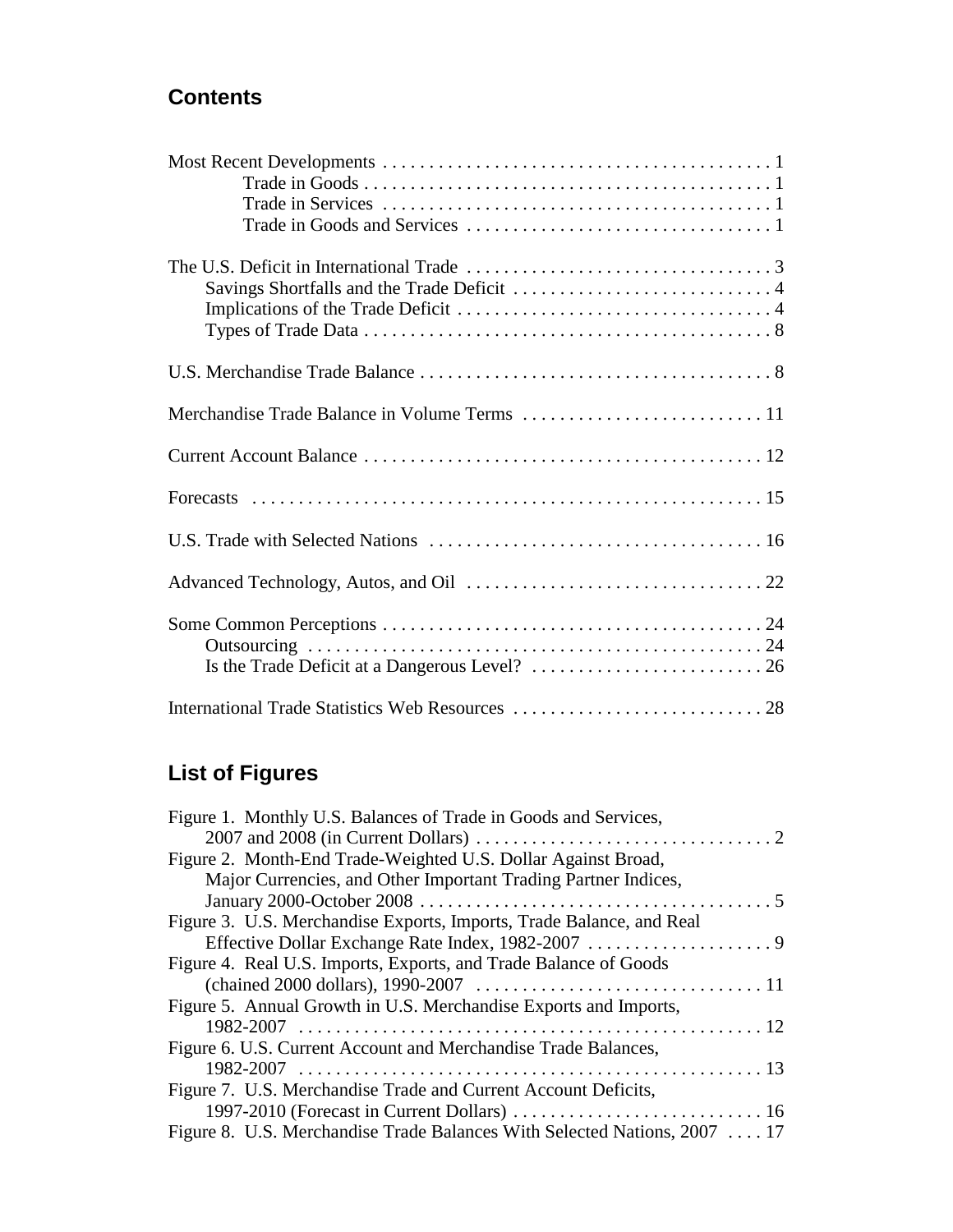## Contents

Most Recent Developments . . . . . . . . . . . . . . . . . . . . . . . . . . . . . . . . . . . . . . . . . . 1
- Trade in Goods . . . . . . . . . . . . . . . . . . . . . . . . . . . . . . . . . . . . . . . . . . . 1
- Trade in Services . . . . . . . . . . . . . . . . . . . . . . . . . . . . . . . . . . . . . . . . . . 1
- Trade in Goods and Services . . . . . . . . . . . . . . . . . . . . . . . . . . . . . . . . . 1

The U.S. Deficit in International Trade . . . . . . . . . . . . . . . . . . . . . . . . . . . . . . . . . 3
- Savings Shortfalls and the Trade Deficit . . . . . . . . . . . . . . . . . . . . . . . . . . . . 4
- Implications of the Trade Deficit . . . . . . . . . . . . . . . . . . . . . . . . . . . . . . . . . . 4
- Types of Trade Data . . . . . . . . . . . . . . . . . . . . . . . . . . . . . . . . . . . . . . . . . . . . 8

U.S. Merchandise Trade Balance . . . . . . . . . . . . . . . . . . . . . . . . . . . . . . . . . . . . . . 8

Merchandise Trade Balance in Volume Terms . . . . . . . . . . . . . . . . . . . . . . . . . . 11

Current Account Balance . . . . . . . . . . . . . . . . . . . . . . . . . . . . . . . . . . . . . . . . . . . 12

Forecasts . . . . . . . . . . . . . . . . . . . . . . . . . . . . . . . . . . . . . . . . . . . . . . . . . . . . . . 15

U.S. Trade with Selected Nations . . . . . . . . . . . . . . . . . . . . . . . . . . . . . . . . . . . . 16

Advanced Technology, Autos, and Oil . . . . . . . . . . . . . . . . . . . . . . . . . . . . . . . . 22

Some Common Perceptions . . . . . . . . . . . . . . . . . . . . . . . . . . . . . . . . . . . . . . . . . 24
- Outsourcing . . . . . . . . . . . . . . . . . . . . . . . . . . . . . . . . . . . . . . . . . . . . . . . . . 24
- Is the Trade Deficit at a Dangerous Level? . . . . . . . . . . . . . . . . . . . . . . . . . 26

International Trade Statistics Web Resources . . . . . . . . . . . . . . . . . . . . . . . . . . . 28

## List of Figures

Figure 1. Monthly U.S. Balances of Trade in Goods and Services, 2007 and 2008 (in Current Dollars) . . . . . . . . . . . . . . . . . . . . . . . . . . . . . . . . 2

Figure 2. Month-End Trade-Weighted U.S. Dollar Against Broad, Major Currencies, and Other Important Trading Partner Indices, January 2000-October 2008 . . . . . . . . . . . . . . . . . . . . . . . . . . . . . . . . . . . . . . 5

Figure 3. U.S. Merchandise Exports, Imports, Trade Balance, and Real Effective Dollar Exchange Rate Index, 1982-2007 . . . . . . . . . . . . . . . . . . . . 9

Figure 4. Real U.S. Imports, Exports, and Trade Balance of Goods (chained 2000 dollars), 1990-2007 . . . . . . . . . . . . . . . . . . . . . . . . . . . . . . . 11

Figure 5. Annual Growth in U.S. Merchandise Exports and Imports, 1982-2007 . . . . . . . . . . . . . . . . . . . . . . . . . . . . . . . . . . . . . . . . . . . . . . . . . . 12

Figure 6. U.S. Current Account and Merchandise Trade Balances, 1982-2007 . . . . . . . . . . . . . . . . . . . . . . . . . . . . . . . . . . . . . . . . . . . . . . . . . . 13

Figure 7. U.S. Merchandise Trade and Current Account Deficits, 1997-2010 (Forecast in Current Dollars) . . . . . . . . . . . . . . . . . . . . . . . . . . . 16

Figure 8. U.S. Merchandise Trade Balances With Selected Nations, 2007 . . . . 17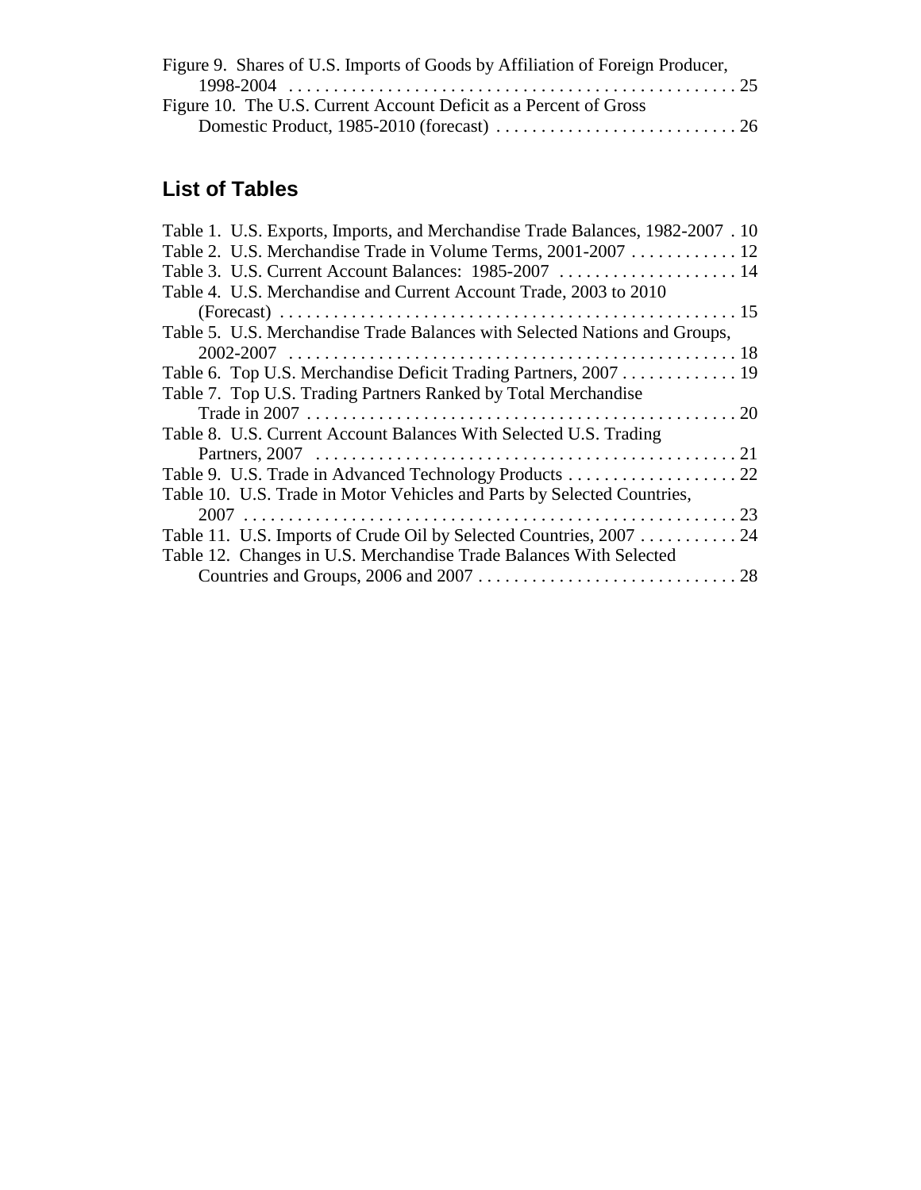Figure 9. Shares of U.S. Imports of Goods by Affiliation of Foreign Producer, 1998-2004 . . . . . . . . . . . . . . . . . . . . . . . . . . . . . . . . . . . . . . . . . . . . . . . . . 25
Figure 10. The U.S. Current Account Deficit as a Percent of Gross Domestic Product, 1985-2010 (forecast) . . . . . . . . . . . . . . . . . . . . . . . . . . . 26

## List of Tables

Table 1. U.S. Exports, Imports, and Merchandise Trade Balances, 1982-2007 . 10
Table 2. U.S. Merchandise Trade in Volume Terms, 2001-2007 . . . . . . . . . . . . 12
Table 3. U.S. Current Account Balances: 1985-2007 . . . . . . . . . . . . . . . . . . . . 14
Table 4. U.S. Merchandise and Current Account Trade, 2003 to 2010 (Forecast) . . . . . . . . . . . . . . . . . . . . . . . . . . . . . . . . . . . . . . . . . . . . . . . . . . 15
Table 5. U.S. Merchandise Trade Balances with Selected Nations and Groups, 2002-2007 . . . . . . . . . . . . . . . . . . . . . . . . . . . . . . . . . . . . . . . . . . . . . . . . . 18
Table 6. Top U.S. Merchandise Deficit Trading Partners, 2007 . . . . . . . . . . . . . 19
Table 7. Top U.S. Trading Partners Ranked by Total Merchandise Trade in 2007 . . . . . . . . . . . . . . . . . . . . . . . . . . . . . . . . . . . . . . . . . . . . . . . 20
Table 8. U.S. Current Account Balances With Selected U.S. Trading Partners, 2007 . . . . . . . . . . . . . . . . . . . . . . . . . . . . . . . . . . . . . . . . . . . . . . 21
Table 9. U.S. Trade in Advanced Technology Products . . . . . . . . . . . . . . . . . . . 22
Table 10. U.S. Trade in Motor Vehicles and Parts by Selected Countries, 2007 . . . . . . . . . . . . . . . . . . . . . . . . . . . . . . . . . . . . . . . . . . . . . . . . . . . . . 23
Table 11. U.S. Imports of Crude Oil by Selected Countries, 2007 . . . . . . . . . . . 24
Table 12. Changes in U.S. Merchandise Trade Balances With Selected Countries and Groups, 2006 and 2007 . . . . . . . . . . . . . . . . . . . . . . . . . . . . . 28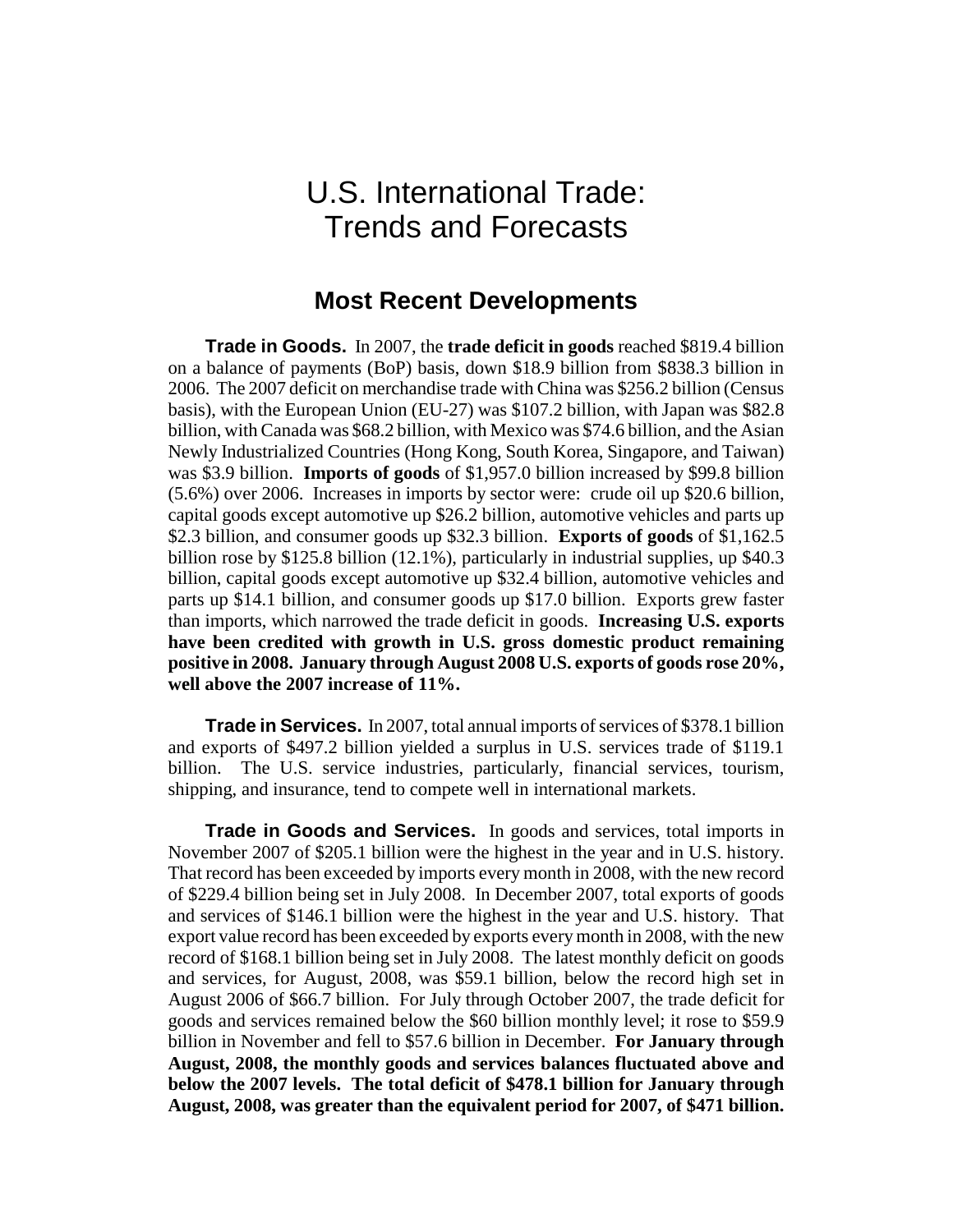# U.S. International Trade: Trends and Forecasts

## Most Recent Developments

**Trade in Goods.** In 2007, the **trade deficit in goods** reached $819.4 billion on a balance of payments (BoP) basis, down $18.9 billion from $838.3 billion in 2006. The 2007 deficit on merchandise trade with China was $256.2 billion (Census basis), with the European Union (EU-27) was $107.2 billion, with Japan was $82.8 billion, with Canada was $68.2 billion, with Mexico was $74.6 billion, and the Asian Newly Industrialized Countries (Hong Kong, South Korea, Singapore, and Taiwan) was $3.9 billion. **Imports of goods** of $1,957.0 billion increased by $99.8 billion (5.6%) over 2006. Increases in imports by sector were: crude oil up $20.6 billion, capital goods except automotive up $26.2 billion, automotive vehicles and parts up $2.3 billion, and consumer goods up $32.3 billion. **Exports of goods** of $1,162.5 billion rose by $125.8 billion (12.1%), particularly in industrial supplies, up $40.3 billion, capital goods except automotive up $32.4 billion, automotive vehicles and parts up $14.1 billion, and consumer goods up $17.0 billion. Exports grew faster than imports, which narrowed the trade deficit in goods. **Increasing U.S. exports have been credited with growth in U.S. gross domestic product remaining positive in 2008. January through August 2008 U.S. exports of goods rose 20%, well above the 2007 increase of 11%.**

**Trade in Services.** In 2007, total annual imports of services of $378.1 billion and exports of $497.2 billion yielded a surplus in U.S. services trade of $119.1 billion. The U.S. service industries, particularly, financial services, tourism, shipping, and insurance, tend to compete well in international markets.

**Trade in Goods and Services.** In goods and services, total imports in November 2007 of $205.1 billion were the highest in the year and in U.S. history. That record has been exceeded by imports every month in 2008, with the new record of $229.4 billion being set in July 2008. In December 2007, total exports of goods and services of $146.1 billion were the highest in the year and U.S. history. That export value record has been exceeded by exports every month in 2008, with the new record of $168.1 billion being set in July 2008. The latest monthly deficit on goods and services, for August, 2008, was $59.1 billion, below the record high set in August 2006 of $66.7 billion. For July through October 2007, the trade deficit for goods and services remained below the $60 billion monthly level; it rose to $59.9 billion in November and fell to $57.6 billion in December. **For January through August, 2008, the monthly goods and services balances fluctuated above and below the 2007 levels. The total deficit of $478.1 billion for January through August, 2008, was greater than the equivalent period for 2007, of $471 billion.**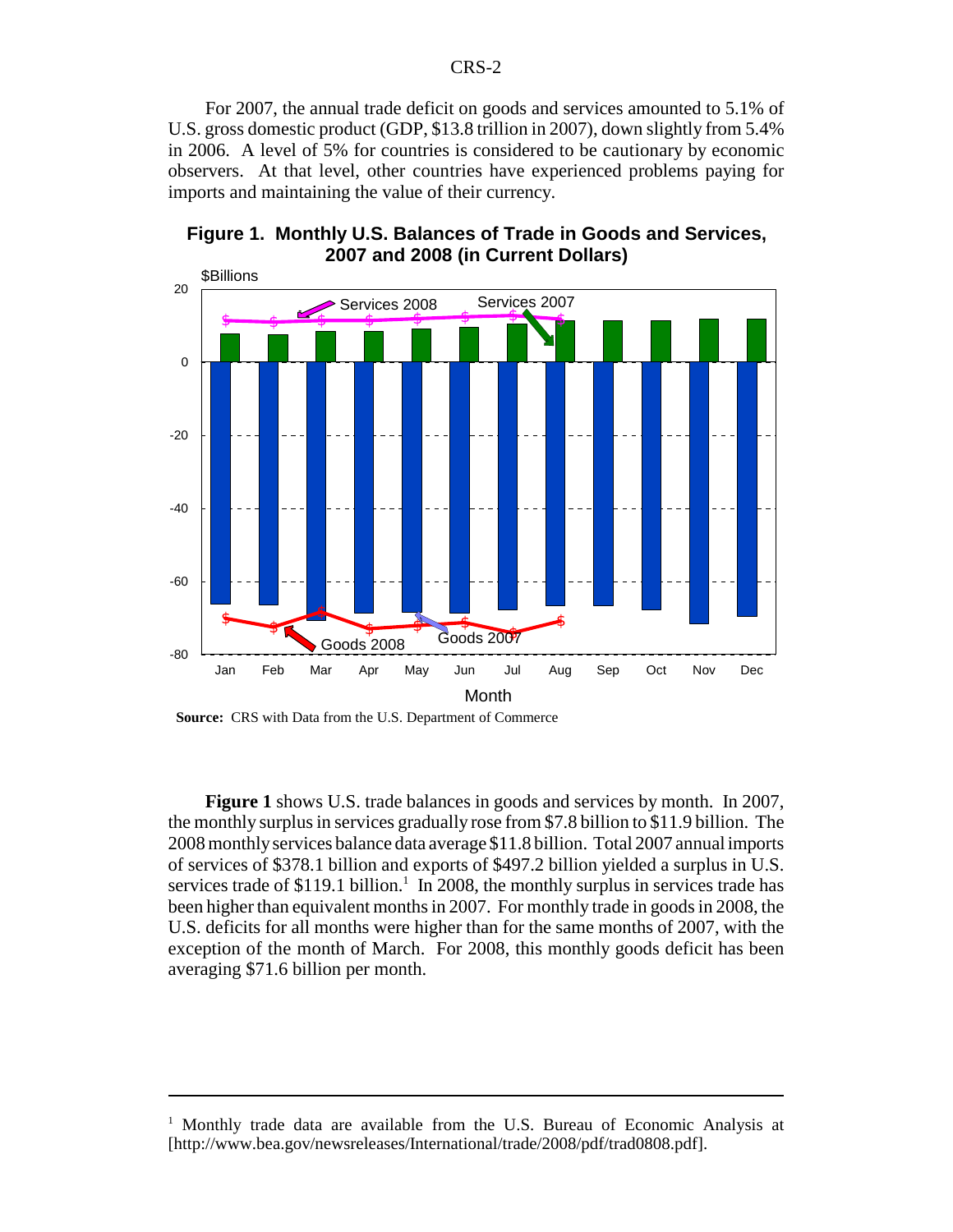For 2007, the annual trade deficit on goods and services amounted to 5.1% of U.S. gross domestic product (GDP, $13.8 trillion in 2007), down slightly from 5.4% in 2006. A level of 5% for countries is considered to be cautionary by economic observers. At that level, other countries have experienced problems paying for imports and maintaining the value of their currency.

**Figure 1. Monthly U.S. Balances of Trade in Goods and Services, 2007 and 2008 (in Current Dollars)**

**Source:** CRS with Data from the U.S. Department of Commerce

**Figure 1** shows U.S. trade balances in goods and services by month. In 2007, the monthly surplus in services gradually rose from $7.8 billion to $11.9 billion. The 2008 monthly services balance data average $11.8 billion. Total 2007 annual imports of services of $378.1 billion and exports of $497.2 billion yielded a surplus in U.S. services trade of $119.1 billion.[1] In 2008, the monthly surplus in services trade has been higher than equivalent months in 2007. For monthly trade in goods in 2008, the U.S. deficits for all months were higher than for the same months of 2007, with the exception of the month of March. For 2008, this monthly goods deficit has been averaging $71.6 billion per month.

[1] Monthly trade data are available from the U.S. Bureau of Economic Analysis at [http://www.bea.gov/newsreleases/International/trade/2008/pdf/trad0808.pdf].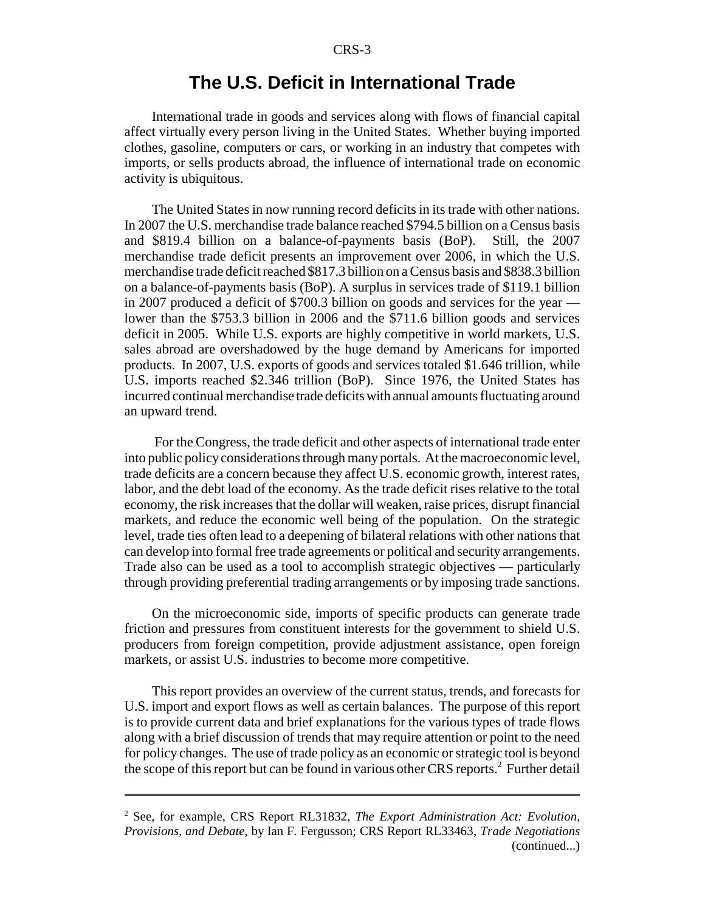# The U.S. Deficit in International Trade

International trade in goods and services along with flows of financial capital affect virtually every person living in the United States. Whether buying imported clothes, gasoline, computers or cars, or working in an industry that competes with imports, or sells products abroad, the influence of international trade on economic activity is ubiquitous.

The United States in now running record deficits in its trade with other nations. In 2007 the U.S. merchandise trade balance reached $794.5 billion on a Census basis and $819.4 billion on a balance-of-payments basis (BoP). Still, the 2007 merchandise trade deficit presents an improvement over 2006, in which the U.S. merchandise trade deficit reached $817.3 billion on a Census basis and $838.3 billion on a balance-of-payments basis (BoP). A surplus in services trade of $119.1 billion in 2007 produced a deficit of $700.3 billion on goods and services for the year — lower than the $753.3 billion in 2006 and the $711.6 billion goods and services deficit in 2005. While U.S. exports are highly competitive in world markets, U.S. sales abroad are overshadowed by the huge demand by Americans for imported products. In 2007, U.S. exports of goods and services totaled $1.646 trillion, while U.S. imports reached $2.346 trillion (BoP). Since 1976, the United States has incurred continual merchandise trade deficits with annual amounts fluctuating around an upward trend.

For the Congress, the trade deficit and other aspects of international trade enter into public policy considerations through many portals. At the macroeconomic level, trade deficits are a concern because they affect U.S. economic growth, interest rates, labor, and the debt load of the economy. As the trade deficit rises relative to the total economy, the risk increases that the dollar will weaken, raise prices, disrupt financial markets, and reduce the economic well being of the population. On the strategic level, trade ties often lead to a deepening of bilateral relations with other nations that can develop into formal free trade agreements or political and security arrangements. Trade also can be used as a tool to accomplish strategic objectives — particularly through providing preferential trading arrangements or by imposing trade sanctions.

On the microeconomic side, imports of specific products can generate trade friction and pressures from constituent interests for the government to shield U.S. producers from foreign competition, provide adjustment assistance, open foreign markets, or assist U.S. industries to become more competitive.

This report provides an overview of the current status, trends, and forecasts for U.S. import and export flows as well as certain balances. The purpose of this report is to provide current data and brief explanations for the various types of trade flows along with a brief discussion of trends that may require attention or point to the need for policy changes. The use of trade policy as an economic or strategic tool is beyond the scope of this report but can be found in various other CRS reports.[2] Further detail

---

[2] See, for example, CRS Report RL31832, *The Export Administration Act: Evolution, Provisions, and Debate*, by Ian F. Fergusson; CRS Report RL33463, *Trade Negotiations* (continued...)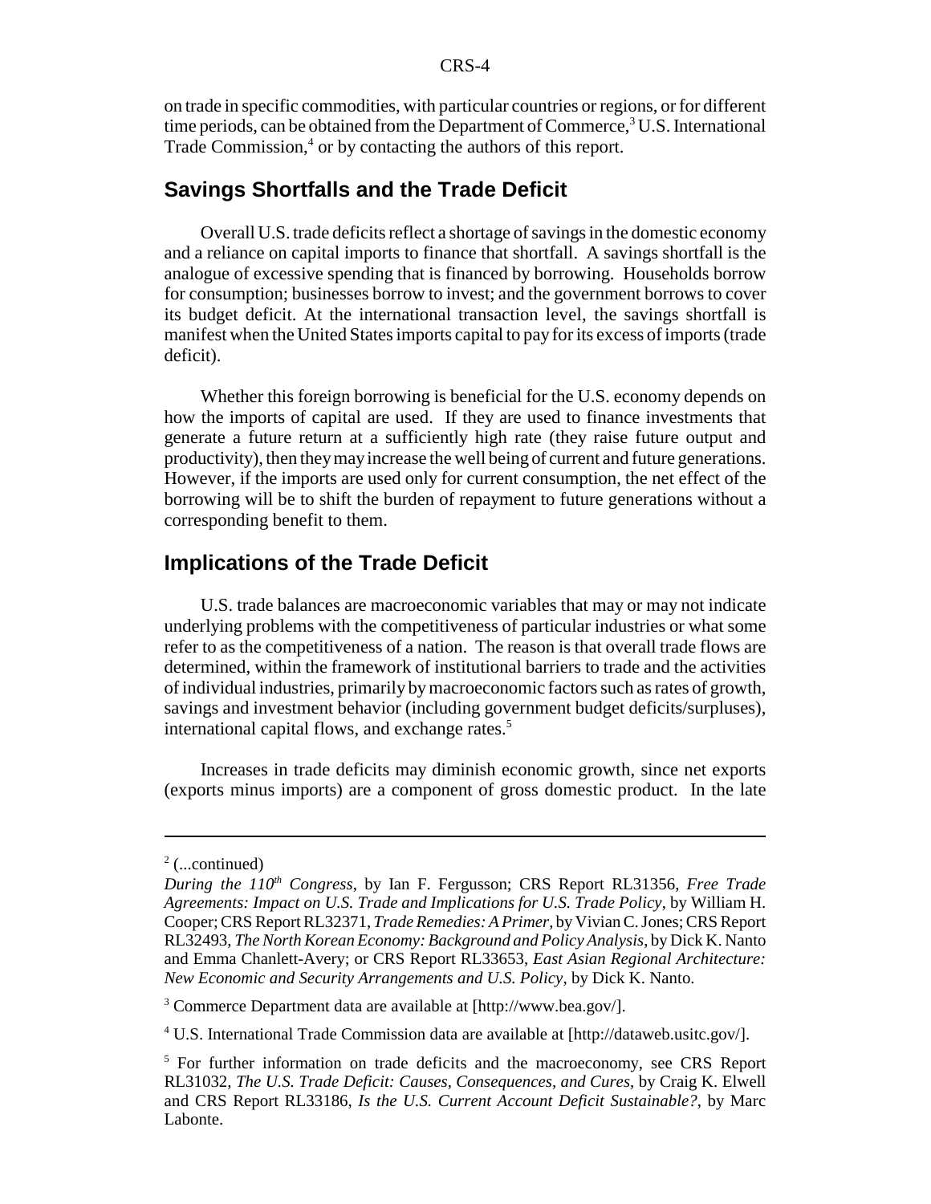on trade in specific commodities, with particular countries or regions, or for different time periods, can be obtained from the Department of Commerce,[3] U.S. International Trade Commission,[4] or by contacting the authors of this report.

## Savings Shortfalls and the Trade Deficit

Overall U.S. trade deficits reflect a shortage of savings in the domestic economy and a reliance on capital imports to finance that shortfall. A savings shortfall is the analogue of excessive spending that is financed by borrowing. Households borrow for consumption; businesses borrow to invest; and the government borrows to cover its budget deficit. At the international transaction level, the savings shortfall is manifest when the United States imports capital to pay for its excess of imports (trade deficit).

Whether this foreign borrowing is beneficial for the U.S. economy depends on how the imports of capital are used. If they are used to finance investments that generate a future return at a sufficiently high rate (they raise future output and productivity), then they may increase the well being of current and future generations. However, if the imports are used only for current consumption, the net effect of the borrowing will be to shift the burden of repayment to future generations without a corresponding benefit to them.

## Implications of the Trade Deficit

U.S. trade balances are macroeconomic variables that may or may not indicate underlying problems with the competitiveness of particular industries or what some refer to as the competitiveness of a nation. The reason is that overall trade flows are determined, within the framework of institutional barriers to trade and the activities of individual industries, primarily by macroeconomic factors such as rates of growth, savings and investment behavior (including government budget deficits/surpluses), international capital flows, and exchange rates.[5]

Increases in trade deficits may diminish economic growth, since net exports (exports minus imports) are a component of gross domestic product. In the late

---

[2] (...continued)

*During the 110th Congress*, by Ian F. Fergusson; CRS Report RL31356, *Free Trade Agreements: Impact on U.S. Trade and Implications for U.S. Trade Policy*, by William H. Cooper; CRS Report RL32371, *Trade Remedies: A Primer*, by Vivian C. Jones; CRS Report RL32493, *The North Korean Economy: Background and Policy Analysis*, by Dick K. Nanto and Emma Chanlett-Avery; or CRS Report RL33653, *East Asian Regional Architecture: New Economic and Security Arrangements and U.S. Policy*, by Dick K. Nanto.

[3] Commerce Department data are available at [http://www.bea.gov/].

[4] U.S. International Trade Commission data are available at [http://dataweb.usitc.gov/].

[5] For further information on trade deficits and the macroeconomy, see CRS Report RL31032, *The U.S. Trade Deficit: Causes, Consequences, and Cures*, by Craig K. Elwell and CRS Report RL33186, *Is the U.S. Current Account Deficit Sustainable?*, by Marc Labonte.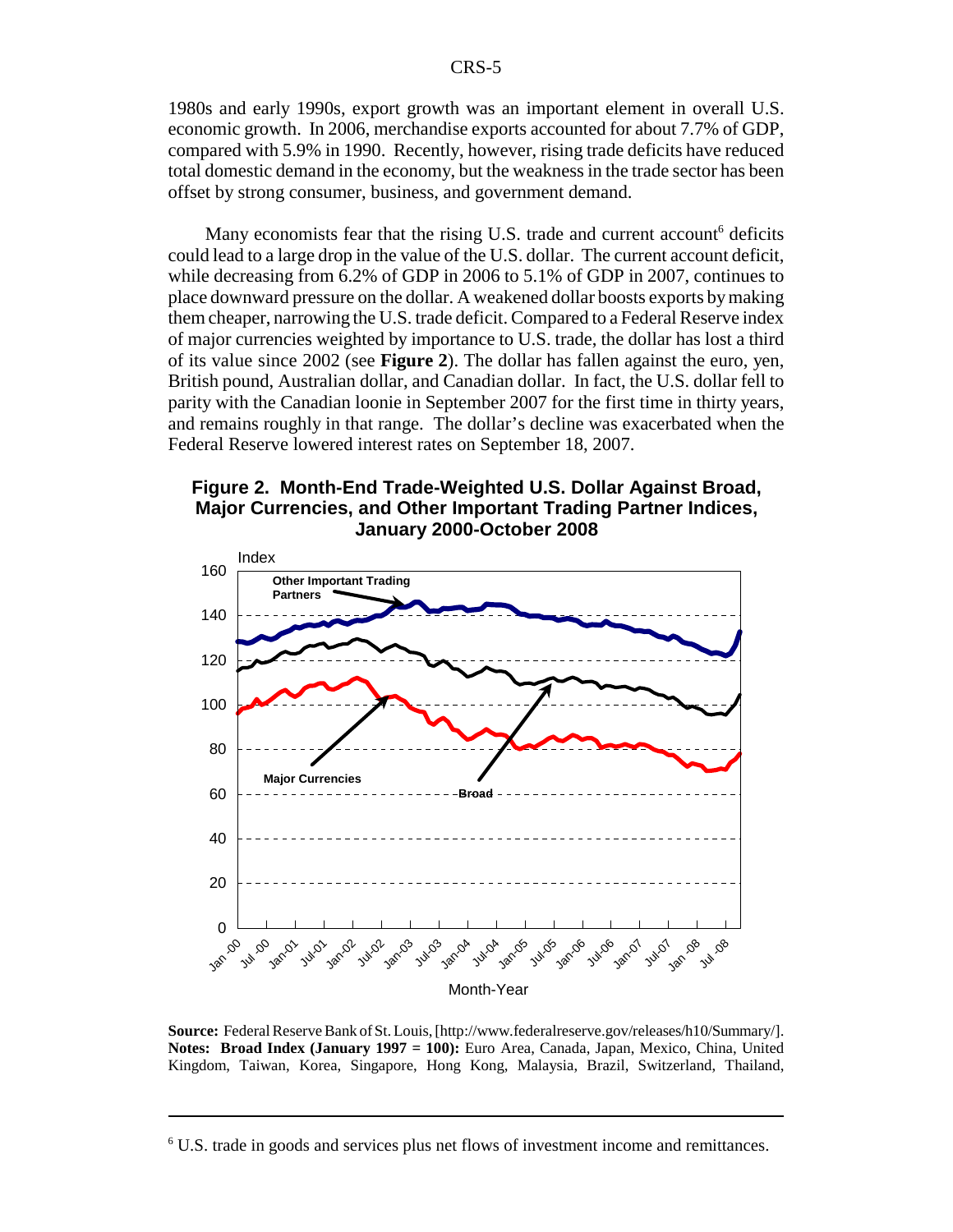1980s and early 1990s, export growth was an important element in overall U.S. economic growth. In 2006, merchandise exports accounted for about 7.7% of GDP, compared with 5.9% in 1990. Recently, however, rising trade deficits have reduced total domestic demand in the economy, but the weakness in the trade sector has been offset by strong consumer, business, and government demand.

Many economists fear that the rising U.S. trade and current account[6] deficits could lead to a large drop in the value of the U.S. dollar. The current account deficit, while decreasing from 6.2% of GDP in 2006 to 5.1% of GDP in 2007, continues to place downward pressure on the dollar. A weakened dollar boosts exports by making them cheaper, narrowing the U.S. trade deficit. Compared to a Federal Reserve index of major currencies weighted by importance to U.S. trade, the dollar has lost a third of its value since 2002 (see **Figure 2**). The dollar has fallen against the euro, yen, British pound, Australian dollar, and Canadian dollar. In fact, the U.S. dollar fell to parity with the Canadian loonie in September 2007 for the first time in thirty years, and remains roughly in that range. The dollar's decline was exacerbated when the Federal Reserve lowered interest rates on September 18, 2007.

**Figure 2. Month-End Trade-Weighted U.S. Dollar Against Broad, Major Currencies, and Other Important Trading Partner Indices, January 2000-October 2008**

**Source:** Federal Reserve Bank of St. Louis, [http://www.federalreserve.gov/releases/h10/Summary/].
**Notes: Broad Index (January 1997 = 100):** Euro Area, Canada, Japan, Mexico, China, United Kingdom, Taiwan, Korea, Singapore, Hong Kong, Malaysia, Brazil, Switzerland, Thailand,

---

[6] U.S. trade in goods and services plus net flows of investment income and remittances.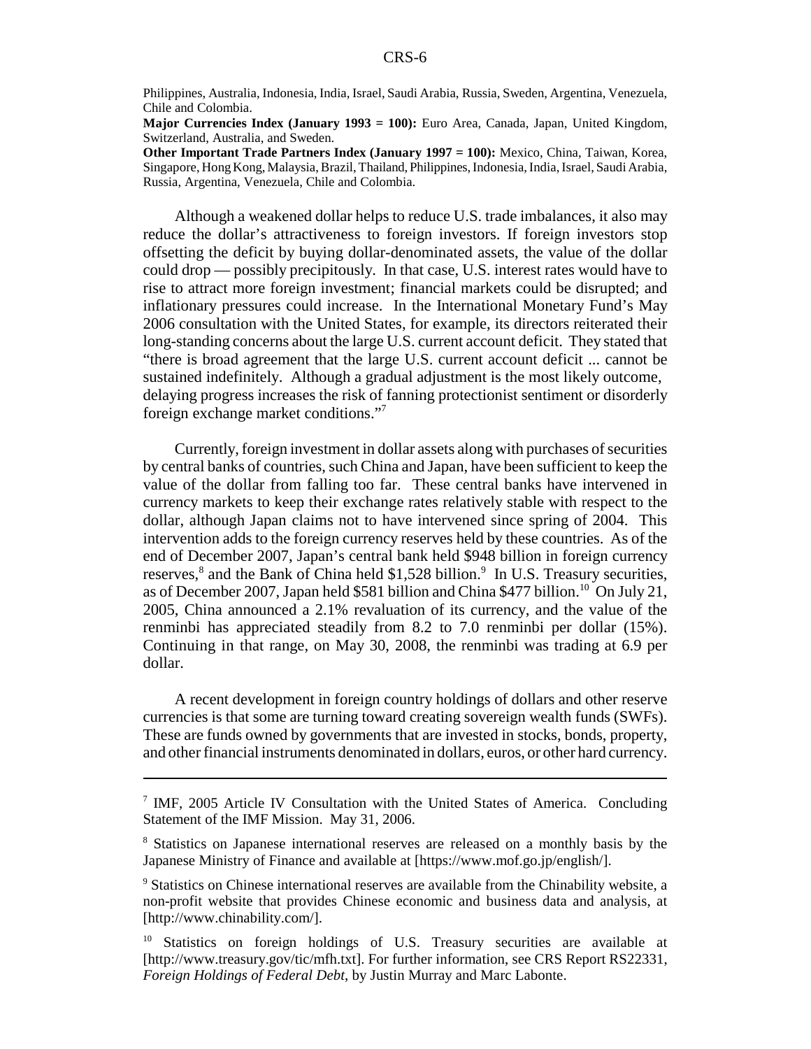Philippines, Australia, Indonesia, India, Israel, Saudi Arabia, Russia, Sweden, Argentina, Venezuela, Chile and Colombia.

**Major Currencies Index (January 1993 = 100):** Euro Area, Canada, Japan, United Kingdom, Switzerland, Australia, and Sweden.

**Other Important Trade Partners Index (January 1997 = 100):** Mexico, China, Taiwan, Korea, Singapore, Hong Kong, Malaysia, Brazil, Thailand, Philippines, Indonesia, India, Israel, Saudi Arabia, Russia, Argentina, Venezuela, Chile and Colombia.

Although a weakened dollar helps to reduce U.S. trade imbalances, it also may reduce the dollar's attractiveness to foreign investors. If foreign investors stop offsetting the deficit by buying dollar-denominated assets, the value of the dollar could drop — possibly precipitously. In that case, U.S. interest rates would have to rise to attract more foreign investment; financial markets could be disrupted; and inflationary pressures could increase. In the International Monetary Fund's May 2006 consultation with the United States, for example, its directors reiterated their long-standing concerns about the large U.S. current account deficit. They stated that "there is broad agreement that the large U.S. current account deficit ... cannot be sustained indefinitely. Although a gradual adjustment is the most likely outcome, delaying progress increases the risk of fanning protectionist sentiment or disorderly foreign exchange market conditions."[7]

Currently, foreign investment in dollar assets along with purchases of securities by central banks of countries, such China and Japan, have been sufficient to keep the value of the dollar from falling too far. These central banks have intervened in currency markets to keep their exchange rates relatively stable with respect to the dollar, although Japan claims not to have intervened since spring of 2004. This intervention adds to the foreign currency reserves held by these countries. As of the end of December 2007, Japan's central bank held $948 billion in foreign currency reserves,[8] and the Bank of China held $1,528 billion.[9] In U.S. Treasury securities, as of December 2007, Japan held $581 billion and China $477 billion.[10] On July 21, 2005, China announced a 2.1% revaluation of its currency, and the value of the renminbi has appreciated steadily from 8.2 to 7.0 renminbi per dollar (15%). Continuing in that range, on May 30, 2008, the renminbi was trading at 6.9 per dollar.

A recent development in foreign country holdings of dollars and other reserve currencies is that some are turning toward creating sovereign wealth funds (SWFs). These are funds owned by governments that are invested in stocks, bonds, property, and other financial instruments denominated in dollars, euros, or other hard currency.

---

[7] IMF, 2005 Article IV Consultation with the United States of America. Concluding Statement of the IMF Mission. May 31, 2006.

[8] Statistics on Japanese international reserves are released on a monthly basis by the Japanese Ministry of Finance and available at [https://www.mof.go.jp/english/].

[9] Statistics on Chinese international reserves are available from the Chinability website, a non-profit website that provides Chinese economic and business data and analysis, at [http://www.chinability.com/].

[10] Statistics on foreign holdings of U.S. Treasury securities are available at [http://www.treasury.gov/tic/mfh.txt]. For further information, see CRS Report RS22331, *Foreign Holdings of Federal Debt*, by Justin Murray and Marc Labonte.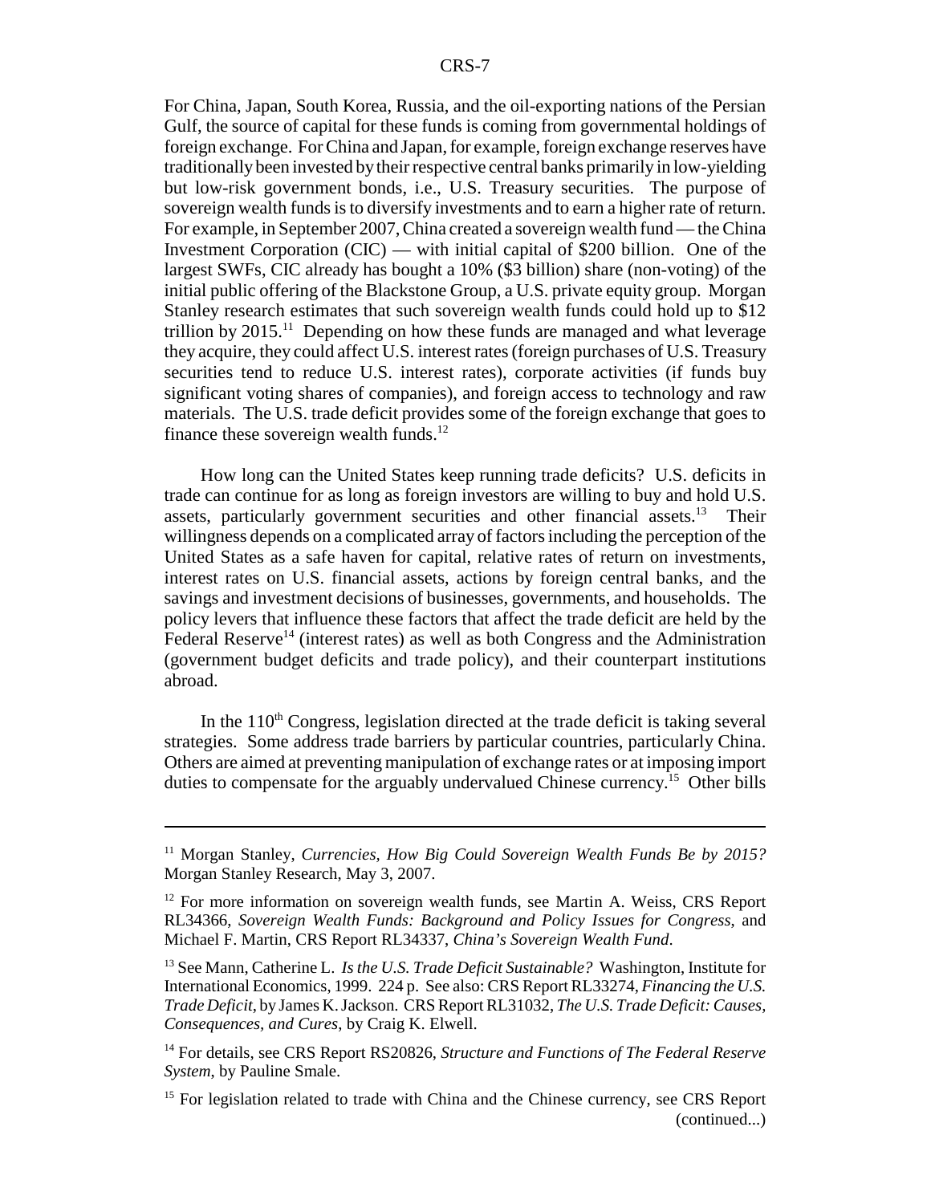For China, Japan, South Korea, Russia, and the oil-exporting nations of the Persian Gulf, the source of capital for these funds is coming from governmental holdings of foreign exchange. For China and Japan, for example, foreign exchange reserves have traditionally been invested by their respective central banks primarily in low-yielding but low-risk government bonds, i.e., U.S. Treasury securities. The purpose of sovereign wealth funds is to diversify investments and to earn a higher rate of return. For example, in September 2007, China created a sovereign wealth fund — the China Investment Corporation (CIC) — with initial capital of $200 billion. One of the largest SWFs, CIC already has bought a 10% ($3 billion) share (non-voting) of the initial public offering of the Blackstone Group, a U.S. private equity group. Morgan Stanley research estimates that such sovereign wealth funds could hold up to $12 trillion by 2015.[11] Depending on how these funds are managed and what leverage they acquire, they could affect U.S. interest rates (foreign purchases of U.S. Treasury securities tend to reduce U.S. interest rates), corporate activities (if funds buy significant voting shares of companies), and foreign access to technology and raw materials. The U.S. trade deficit provides some of the foreign exchange that goes to finance these sovereign wealth funds.[12]

How long can the United States keep running trade deficits? U.S. deficits in trade can continue for as long as foreign investors are willing to buy and hold U.S. assets, particularly government securities and other financial assets.[13] Their willingness depends on a complicated array of factors including the perception of the United States as a safe haven for capital, relative rates of return on investments, interest rates on U.S. financial assets, actions by foreign central banks, and the savings and investment decisions of businesses, governments, and households. The policy levers that influence these factors that affect the trade deficit are held by the Federal Reserve[14] (interest rates) as well as both Congress and the Administration (government budget deficits and trade policy), and their counterpart institutions abroad.

In the 110th Congress, legislation directed at the trade deficit is taking several strategies. Some address trade barriers by particular countries, particularly China. Others are aimed at preventing manipulation of exchange rates or at imposing import duties to compensate for the arguably undervalued Chinese currency.[15] Other bills

---

[11] Morgan Stanley, *Currencies, How Big Could Sovereign Wealth Funds Be by 2015?* Morgan Stanley Research, May 3, 2007.

[12] For more information on sovereign wealth funds, see Martin A. Weiss, CRS Report RL34366, *Sovereign Wealth Funds: Background and Policy Issues for Congress*, and Michael F. Martin, CRS Report RL34337, *China's Sovereign Wealth Fund*.

[13] See Mann, Catherine L. *Is the U.S. Trade Deficit Sustainable?* Washington, Institute for International Economics, 1999. 224 p. See also: CRS Report RL33274, *Financing the U.S. Trade Deficit*, by James K. Jackson. CRS Report RL31032, *The U.S. Trade Deficit: Causes, Consequences, and Cures*, by Craig K. Elwell.

[14] For details, see CRS Report RS20826, *Structure and Functions of The Federal Reserve System*, by Pauline Smale.

[15] For legislation related to trade with China and the Chinese currency, see CRS Report (continued...)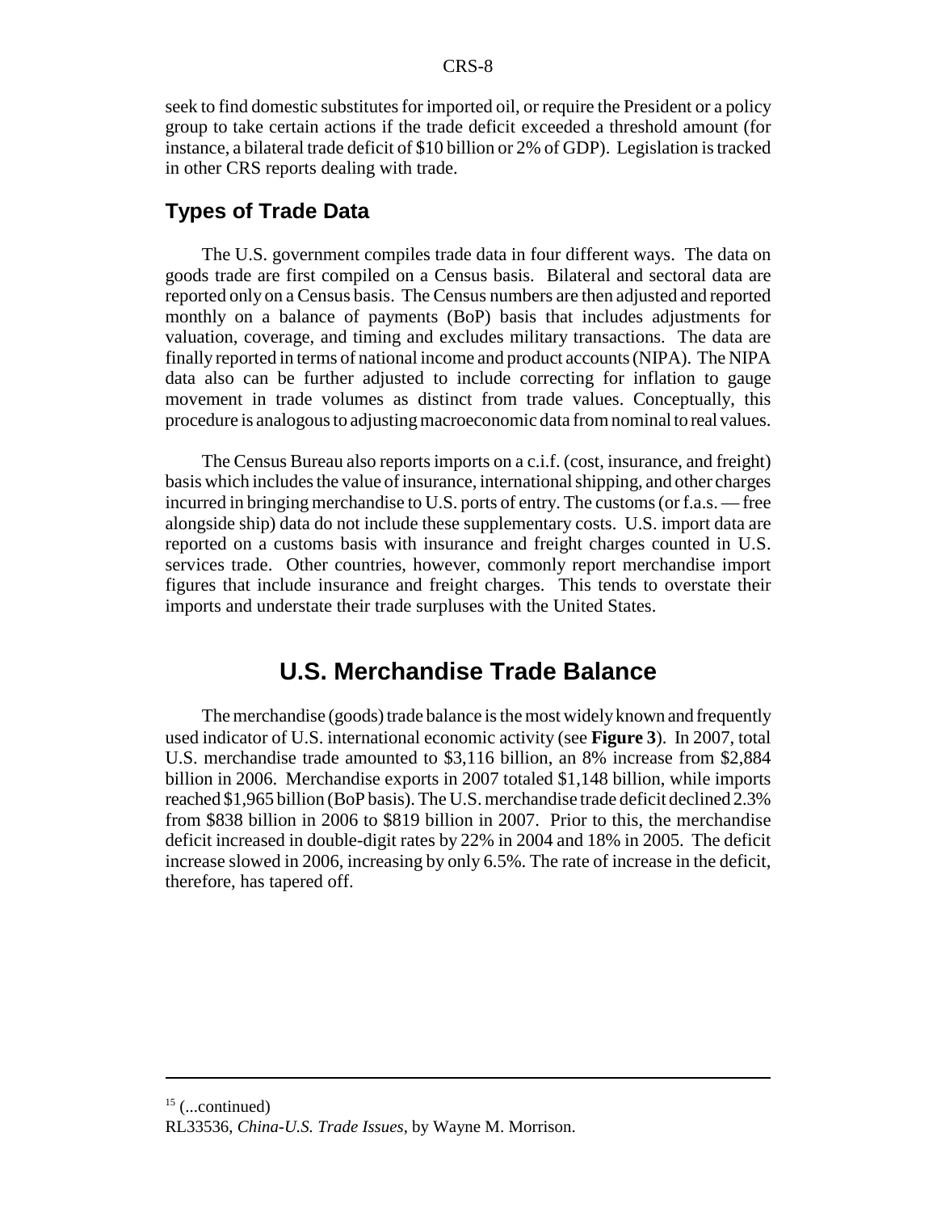seek to find domestic substitutes for imported oil, or require the President or a policy group to take certain actions if the trade deficit exceeded a threshold amount (for instance, a bilateral trade deficit of $10 billion or 2% of GDP). Legislation is tracked in other CRS reports dealing with trade.

## Types of Trade Data

The U.S. government compiles trade data in four different ways. The data on goods trade are first compiled on a Census basis. Bilateral and sectoral data are reported only on a Census basis. The Census numbers are then adjusted and reported monthly on a balance of payments (BoP) basis that includes adjustments for valuation, coverage, and timing and excludes military transactions. The data are finally reported in terms of national income and product accounts (NIPA). The NIPA data also can be further adjusted to include correcting for inflation to gauge movement in trade volumes as distinct from trade values. Conceptually, this procedure is analogous to adjusting macroeconomic data from nominal to real values.

The Census Bureau also reports imports on a c.i.f. (cost, insurance, and freight) basis which includes the value of insurance, international shipping, and other charges incurred in bringing merchandise to U.S. ports of entry. The customs (or f.a.s. — free alongside ship) data do not include these supplementary costs. U.S. import data are reported on a customs basis with insurance and freight charges counted in U.S. services trade. Other countries, however, commonly report merchandise import figures that include insurance and freight charges. This tends to overstate their imports and understate their trade surpluses with the United States.

# U.S. Merchandise Trade Balance

The merchandise (goods) trade balance is the most widely known and frequently used indicator of U.S. international economic activity (see **Figure 3**). In 2007, total U.S. merchandise trade amounted to $3,116 billion, an 8% increase from $2,884 billion in 2006. Merchandise exports in 2007 totaled $1,148 billion, while imports reached $1,965 billion (BoP basis). The U.S. merchandise trade deficit declined 2.3% from $838 billion in 2006 to $819 billion in 2007. Prior to this, the merchandise deficit increased in double-digit rates by 22% in 2004 and 18% in 2005. The deficit increase slowed in 2006, increasing by only 6.5%. The rate of increase in the deficit, therefore, has tapered off.

---

[15] (...continued)
RL33536, *China-U.S. Trade Issues*, by Wayne M. Morrison.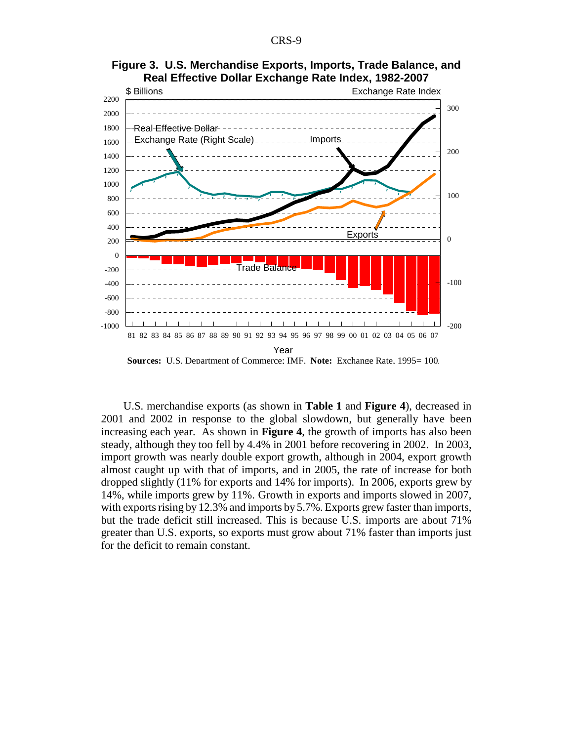**Figure 3. U.S. Merchandise Exports, Imports, Trade Balance, and Real Effective Dollar Exchange Rate Index, 1982-2007**

**Sources:** U.S. Department of Commerce; IMF. **Note:** Exchange Rate, 1995= 100.

U.S. merchandise exports (as shown in **Table 1** and **Figure 4**), decreased in 2001 and 2002 in response to the global slowdown, but generally have been increasing each year. As shown in **Figure 4**, the growth of imports has also been steady, although they too fell by 4.4% in 2001 before recovering in 2002. In 2003, import growth was nearly double export growth, although in 2004, export growth almost caught up with that of imports, and in 2005, the rate of increase for both dropped slightly (11% for exports and 14% for imports). In 2006, exports grew by 14%, while imports grew by 11%. Growth in exports and imports slowed in 2007, with exports rising by 12.3% and imports by 5.7%. Exports grew faster than imports, but the trade deficit still increased. This is because U.S. imports are about 71% greater than U.S. exports, so exports must grow about 71% faster than imports just for the deficit to remain constant.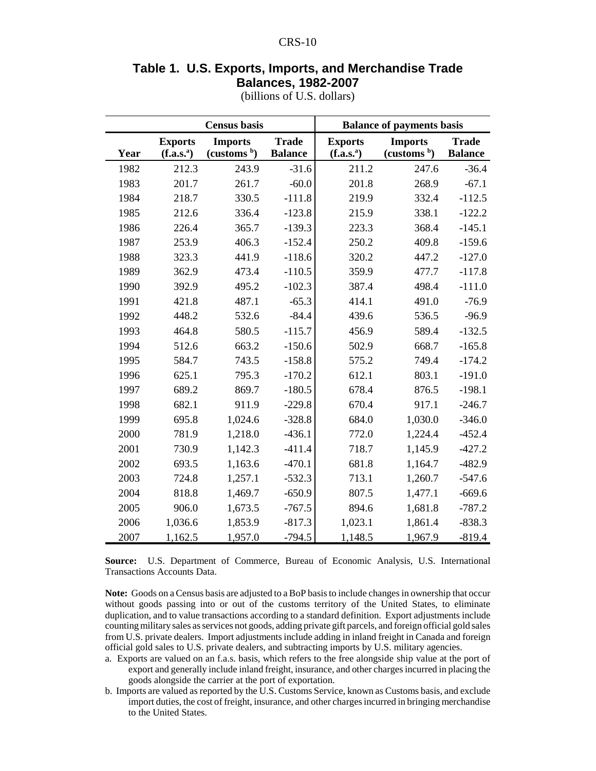## Table 1. U.S. Exports, Imports, and Merchandise Trade Balances, 1982-2007

(billions of U.S. dollars)

| | Census basis | | | Balance of payments basis | | |
|---|---|---|---|---|---|---|
| **Year** | **Exports (f.a.s.[a])** | **Imports (customs [b])** | **Trade Balance** | **Exports (f.a.s.[a])** | **Imports (customs [b])** | **Trade Balance** |
| 1982 | 212.3 | 243.9 | -31.6 | 211.2 | 247.6 | -36.4 |
| 1983 | 201.7 | 261.7 | -60.0 | 201.8 | 268.9 | -67.1 |
| 1984 | 218.7 | 330.5 | -111.8 | 219.9 | 332.4 | -112.5 |
| 1985 | 212.6 | 336.4 | -123.8 | 215.9 | 338.1 | -122.2 |
| 1986 | 226.4 | 365.7 | -139.3 | 223.3 | 368.4 | -145.1 |
| 1987 | 253.9 | 406.3 | -152.4 | 250.2 | 409.8 | -159.6 |
| 1988 | 323.3 | 441.9 | -118.6 | 320.2 | 447.2 | -127.0 |
| 1989 | 362.9 | 473.4 | -110.5 | 359.9 | 477.7 | -117.8 |
| 1990 | 392.9 | 495.2 | -102.3 | 387.4 | 498.4 | -111.0 |
| 1991 | 421.8 | 487.1 | -65.3 | 414.1 | 491.0 | -76.9 |
| 1992 | 448.2 | 532.6 | -84.4 | 439.6 | 536.5 | -96.9 |
| 1993 | 464.8 | 580.5 | -115.7 | 456.9 | 589.4 | -132.5 |
| 1994 | 512.6 | 663.2 | -150.6 | 502.9 | 668.7 | -165.8 |
| 1995 | 584.7 | 743.5 | -158.8 | 575.2 | 749.4 | -174.2 |
| 1996 | 625.1 | 795.3 | -170.2 | 612.1 | 803.1 | -191.0 |
| 1997 | 689.2 | 869.7 | -180.5 | 678.4 | 876.5 | -198.1 |
| 1998 | 682.1 | 911.9 | -229.8 | 670.4 | 917.1 | -246.7 |
| 1999 | 695.8 | 1,024.6 | -328.8 | 684.0 | 1,030.0 | -346.0 |
| 2000 | 781.9 | 1,218.0 | -436.1 | 772.0 | 1,224.4 | -452.4 |
| 2001 | 730.9 | 1,142.3 | -411.4 | 718.7 | 1,145.9 | -427.2 |
| 2002 | 693.5 | 1,163.6 | -470.1 | 681.8 | 1,164.7 | -482.9 |
| 2003 | 724.8 | 1,257.1 | -532.3 | 713.1 | 1,260.7 | -547.6 |
| 2004 | 818.8 | 1,469.7 | -650.9 | 807.5 | 1,477.1 | -669.6 |
| 2005 | 906.0 | 1,673.5 | -767.5 | 894.6 | 1,681.8 | -787.2 |
| 2006 | 1,036.6 | 1,853.9 | -817.3 | 1,023.1 | 1,861.4 | -838.3 |
| 2007 | 1,162.5 | 1,957.0 | -794.5 | 1,148.5 | 1,967.9 | -819.4 |

**Source:** U.S. Department of Commerce, Bureau of Economic Analysis, U.S. International Transactions Accounts Data.

**Note:** Goods on a Census basis are adjusted to a BoP basis to include changes in ownership that occur without goods passing into or out of the customs territory of the United States, to eliminate duplication, and to value transactions according to a standard definition. Export adjustments include counting military sales as services not goods, adding private gift parcels, and foreign official gold sales from U.S. private dealers. Import adjustments include adding in inland freight in Canada and foreign official gold sales to U.S. private dealers, and subtracting imports by U.S. military agencies.

a. Exports are valued on an f.a.s. basis, which refers to the free alongside ship value at the port of export and generally include inland freight, insurance, and other charges incurred in placing the goods alongside the carrier at the port of exportation.

b. Imports are valued as reported by the U.S. Customs Service, known as Customs basis, and exclude import duties, the cost of freight, insurance, and other charges incurred in bringing merchandise to the United States.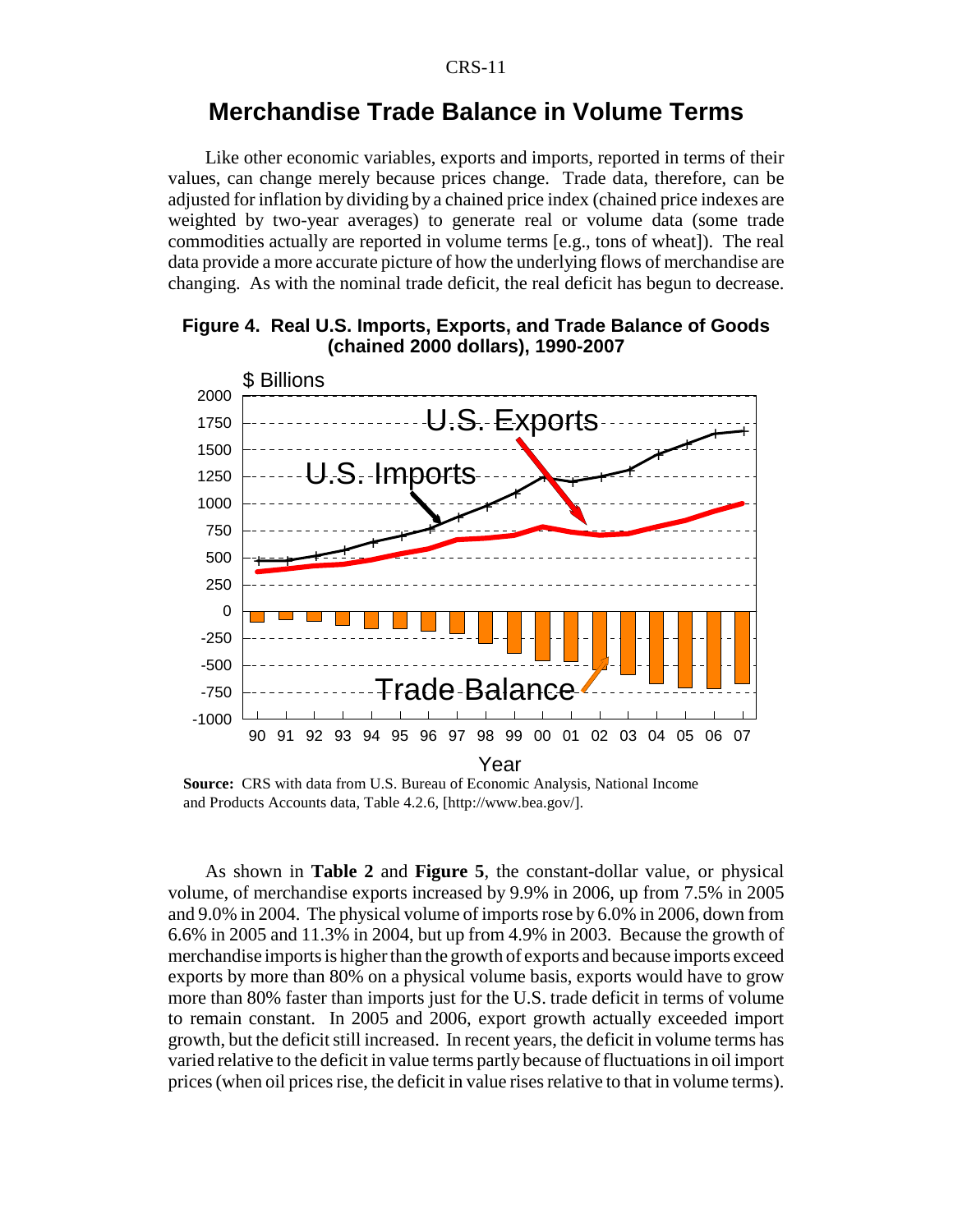## Merchandise Trade Balance in Volume Terms

Like other economic variables, exports and imports, reported in terms of their values, can change merely because prices change. Trade data, therefore, can be adjusted for inflation by dividing by a chained price index (chained price indexes are weighted by two-year averages) to generate real or volume data (some trade commodities actually are reported in volume terms [e.g., tons of wheat]). The real data provide a more accurate picture of how the underlying flows of merchandise are changing. As with the nominal trade deficit, the real deficit has begun to decrease.

**Figure 4. Real U.S. Imports, Exports, and Trade Balance of Goods (chained 2000 dollars), 1990-2007**

**Source:** CRS with data from U.S. Bureau of Economic Analysis, National Income and Products Accounts data, Table 4.2.6, [http://www.bea.gov/].

As shown in **Table 2** and **Figure 5**, the constant-dollar value, or physical volume, of merchandise exports increased by 9.9% in 2006, up from 7.5% in 2005 and 9.0% in 2004. The physical volume of imports rose by 6.0% in 2006, down from 6.6% in 2005 and 11.3% in 2004, but up from 4.9% in 2003. Because the growth of merchandise imports is higher than the growth of exports and because imports exceed exports by more than 80% on a physical volume basis, exports would have to grow more than 80% faster than imports just for the U.S. trade deficit in terms of volume to remain constant. In 2005 and 2006, export growth actually exceeded import growth, but the deficit still increased. In recent years, the deficit in volume terms has varied relative to the deficit in value terms partly because of fluctuations in oil import prices (when oil prices rise, the deficit in value rises relative to that in volume terms).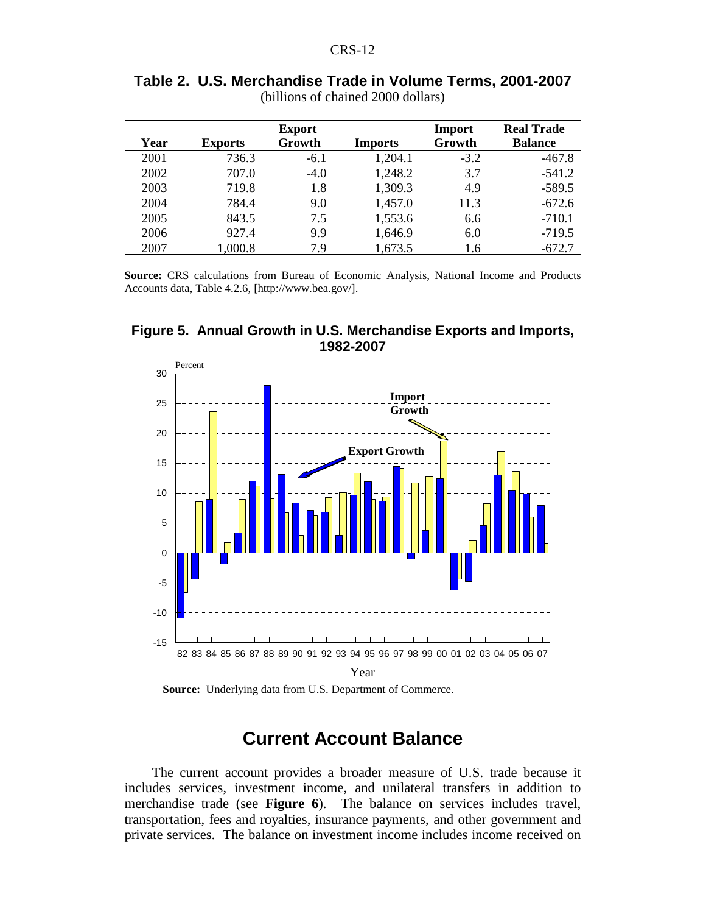**Table 2. U.S. Merchandise Trade in Volume Terms, 2001-2007**
(billions of chained 2000 dollars)

| Year | Exports | Export Growth | Imports | Import Growth | Real Trade Balance |
|---|---|---|---|---|---|
| 2001 | 736.3 | -6.1 | 1,204.1 | -3.2 | -467.8 |
| 2002 | 707.0 | -4.0 | 1,248.2 | 3.7 | -541.2 |
| 2003 | 719.8 | 1.8 | 1,309.3 | 4.9 | -589.5 |
| 2004 | 784.4 | 9.0 | 1,457.0 | 11.3 | -672.6 |
| 2005 | 843.5 | 7.5 | 1,553.6 | 6.6 | -710.1 |
| 2006 | 927.4 | 9.9 | 1,646.9 | 6.0 | -719.5 |
| 2007 | 1,000.8 | 7.9 | 1,673.5 | 1.6 | -672.7 |

**Source:** CRS calculations from Bureau of Economic Analysis, National Income and Products Accounts data, Table 4.2.6, [http://www.bea.gov/].

**Figure 5. Annual Growth in U.S. Merchandise Exports and Imports, 1982-2007**

**Source:** Underlying data from U.S. Department of Commerce.

## Current Account Balance

The current account provides a broader measure of U.S. trade because it includes services, investment income, and unilateral transfers in addition to merchandise trade (see **Figure 6**). The balance on services includes travel, transportation, fees and royalties, insurance payments, and other government and private services. The balance on investment income includes income received on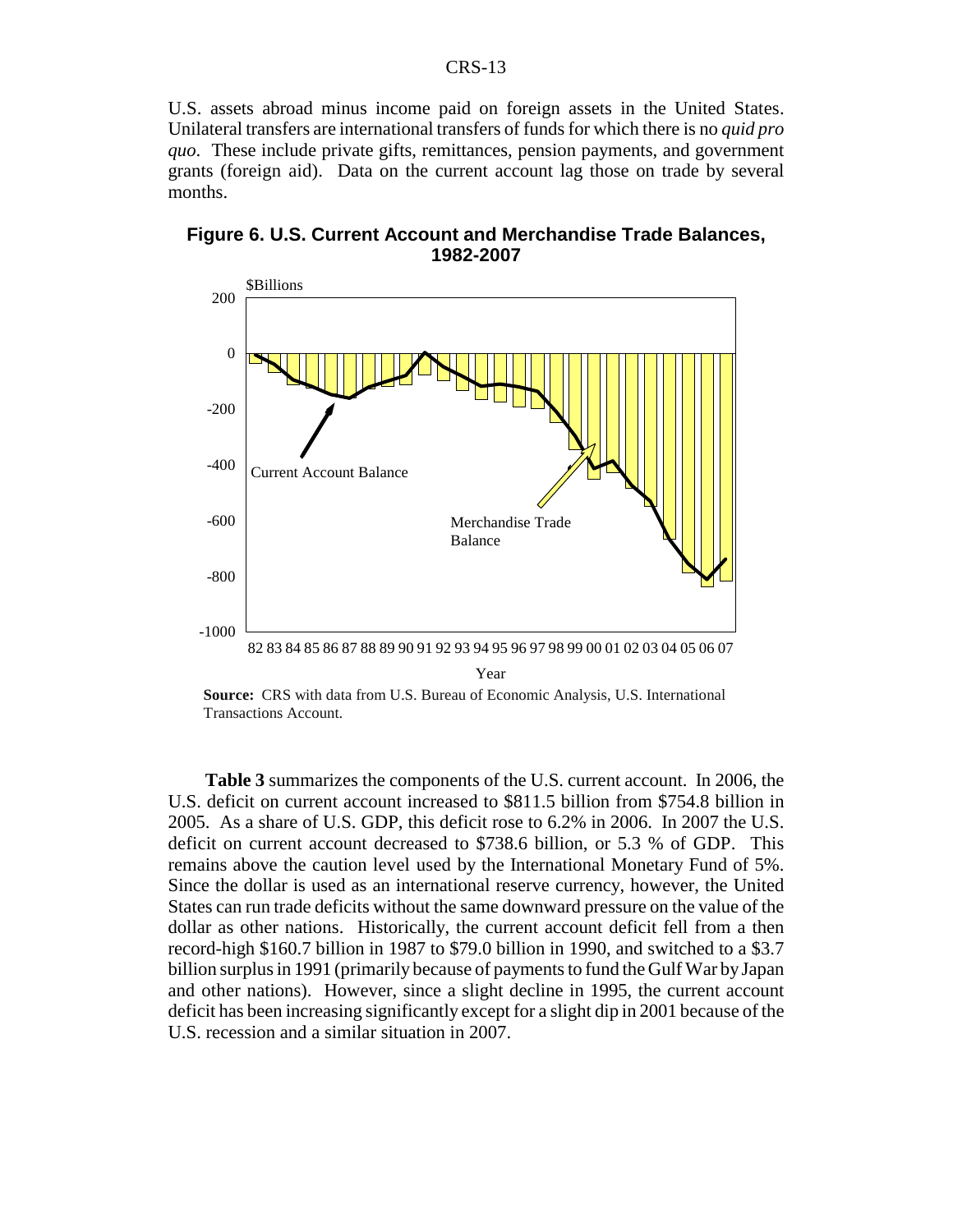U.S. assets abroad minus income paid on foreign assets in the United States. Unilateral transfers are international transfers of funds for which there is no *quid pro quo*. These include private gifts, remittances, pension payments, and government grants (foreign aid). Data on the current account lag those on trade by several months.

**Figure 6. U.S. Current Account and Merchandise Trade Balances, 1982-2007**

**Source:** CRS with data from U.S. Bureau of Economic Analysis, U.S. International Transactions Account.

**Table 3** summarizes the components of the U.S. current account. In 2006, the U.S. deficit on current account increased to $811.5 billion from $754.8 billion in 2005. As a share of U.S. GDP, this deficit rose to 6.2% in 2006. In 2007 the U.S. deficit on current account decreased to $738.6 billion, or 5.3 % of GDP. This remains above the caution level used by the International Monetary Fund of 5%. Since the dollar is used as an international reserve currency, however, the United States can run trade deficits without the same downward pressure on the value of the dollar as other nations. Historically, the current account deficit fell from a then record-high $160.7 billion in 1987 to $79.0 billion in 1990, and switched to a $3.7 billion surplus in 1991 (primarily because of payments to fund the Gulf War by Japan and other nations). However, since a slight decline in 1995, the current account deficit has been increasing significantly except for a slight dip in 2001 because of the U.S. recession and a similar situation in 2007.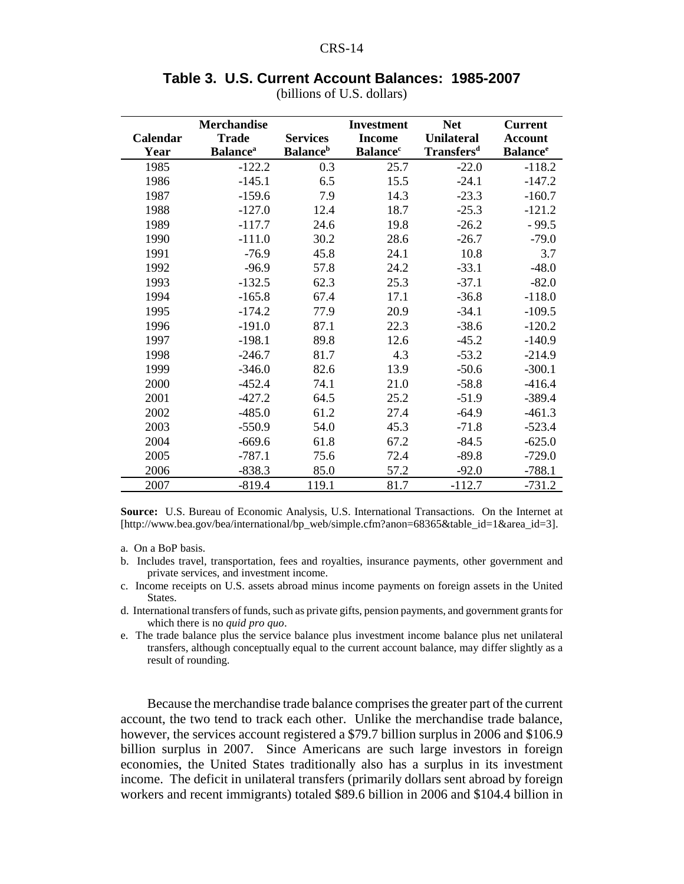**Table 3. U.S. Current Account Balances: 1985-2007**
(billions of U.S. dollars)

| Calendar Year | Merchandise Trade Balance[a] | Services Balance[b] | Investment Income Balance[c] | Net Unilateral Transfers[d] | Current Account Balance[e] |
|---|---|---|---|---|---|
| 1985 | -122.2 | 0.3 | 25.7 | -22.0 | -118.2 |
| 1986 | -145.1 | 6.5 | 15.5 | -24.1 | -147.2 |
| 1987 | -159.6 | 7.9 | 14.3 | -23.3 | -160.7 |
| 1988 | -127.0 | 12.4 | 18.7 | -25.3 | -121.2 |
| 1989 | -117.7 | 24.6 | 19.8 | -26.2 | - 99.5 |
| 1990 | -111.0 | 30.2 | 28.6 | -26.7 | -79.0 |
| 1991 | -76.9 | 45.8 | 24.1 | 10.8 | 3.7 |
| 1992 | -96.9 | 57.8 | 24.2 | -33.1 | -48.0 |
| 1993 | -132.5 | 62.3 | 25.3 | -37.1 | -82.0 |
| 1994 | -165.8 | 67.4 | 17.1 | -36.8 | -118.0 |
| 1995 | -174.2 | 77.9 | 20.9 | -34.1 | -109.5 |
| 1996 | -191.0 | 87.1 | 22.3 | -38.6 | -120.2 |
| 1997 | -198.1 | 89.8 | 12.6 | -45.2 | -140.9 |
| 1998 | -246.7 | 81.7 | 4.3 | -53.2 | -214.9 |
| 1999 | -346.0 | 82.6 | 13.9 | -50.6 | -300.1 |
| 2000 | -452.4 | 74.1 | 21.0 | -58.8 | -416.4 |
| 2001 | -427.2 | 64.5 | 25.2 | -51.9 | -389.4 |
| 2002 | -485.0 | 61.2 | 27.4 | -64.9 | -461.3 |
| 2003 | -550.9 | 54.0 | 45.3 | -71.8 | -523.4 |
| 2004 | -669.6 | 61.8 | 67.2 | -84.5 | -625.0 |
| 2005 | -787.1 | 75.6 | 72.4 | -89.8 | -729.0 |
| 2006 | -838.3 | 85.0 | 57.2 | -92.0 | -788.1 |
| 2007 | -819.4 | 119.1 | 81.7 | -112.7 | -731.2 |

**Source:** U.S. Bureau of Economic Analysis, U.S. International Transactions. On the Internet at [http://www.bea.gov/bea/international/bp_web/simple.cfm?anon=68365&table_id=1&area_id=3].

a. On a BoP basis.

b. Includes travel, transportation, fees and royalties, insurance payments, other government and private services, and investment income.

c. Income receipts on U.S. assets abroad minus income payments on foreign assets in the United States.

d. International transfers of funds, such as private gifts, pension payments, and government grants for which there is no *quid pro quo*.

e. The trade balance plus the service balance plus investment income balance plus net unilateral transfers, although conceptually equal to the current account balance, may differ slightly as a result of rounding.

Because the merchandise trade balance comprises the greater part of the current account, the two tend to track each other. Unlike the merchandise trade balance, however, the services account registered a $79.7 billion surplus in 2006 and $106.9 billion surplus in 2007. Since Americans are such large investors in foreign economies, the United States traditionally also has a surplus in its investment income. The deficit in unilateral transfers (primarily dollars sent abroad by foreign workers and recent immigrants) totaled $89.6 billion in 2006 and $104.4 billion in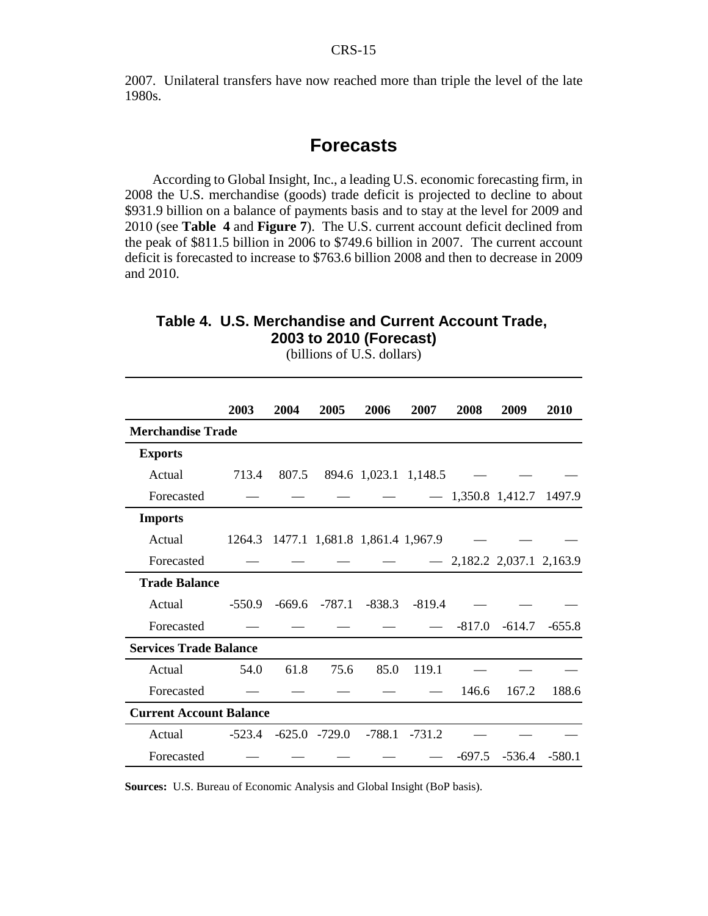2007. Unilateral transfers have now reached more than triple the level of the late 1980s.

## Forecasts

According to Global Insight, Inc., a leading U.S. economic forecasting firm, in 2008 the U.S. merchandise (goods) trade deficit is projected to decline to about $931.9 billion on a balance of payments basis and to stay at the level for 2009 and 2010 (see **Table 4** and **Figure 7**). The U.S. current account deficit declined from the peak of $811.5 billion in 2006 to $749.6 billion in 2007. The current account deficit is forecasted to increase to $763.6 billion 2008 and then to decrease in 2009 and 2010.

**Table 4. U.S. Merchandise and Current Account Trade, 2003 to 2010 (Forecast)**
(billions of U.S. dollars)

| | 2003 | 2004 | 2005 | 2006 | 2007 | 2008 | 2009 | 2010 |
|---|---|---|---|---|---|---|---|---|
| **Merchandise Trade** | | | | | | | | |
| **Exports** | | | | | | | | |
| Actual | 713.4 | 807.5 | 894.6 | 1,023.1 | 1,148.5 | — | — | — |
| Forecasted | — | — | — | — | — | 1,350.8 | 1,412.7 | 1497.9 |
| **Imports** | | | | | | | | |
| Actual | 1264.3 | 1477.1 | 1,681.8 | 1,861.4 | 1,967.9 | — | — | — |
| Forecasted | — | — | — | — | — | 2,182.2 | 2,037.1 | 2,163.9 |
| **Trade Balance** | | | | | | | | |
| Actual | -550.9 | -669.6 | -787.1 | -838.3 | -819.4 | — | — | — |
| Forecasted | — | — | — | — | — | -817.0 | -614.7 | -655.8 |
| **Services Trade Balance** | | | | | | | | |
| Actual | 54.0 | 61.8 | 75.6 | 85.0 | 119.1 | — | — | — |
| Forecasted | — | — | — | — | — | 146.6 | 167.2 | 188.6 |
| **Current Account Balance** | | | | | | | | |
| Actual | -523.4 | -625.0 | -729.0 | -788.1 | -731.2 | — | — | — |
| Forecasted | — | — | — | — | — | -697.5 | -536.4 | -580.1 |

**Sources:** U.S. Bureau of Economic Analysis and Global Insight (BoP basis).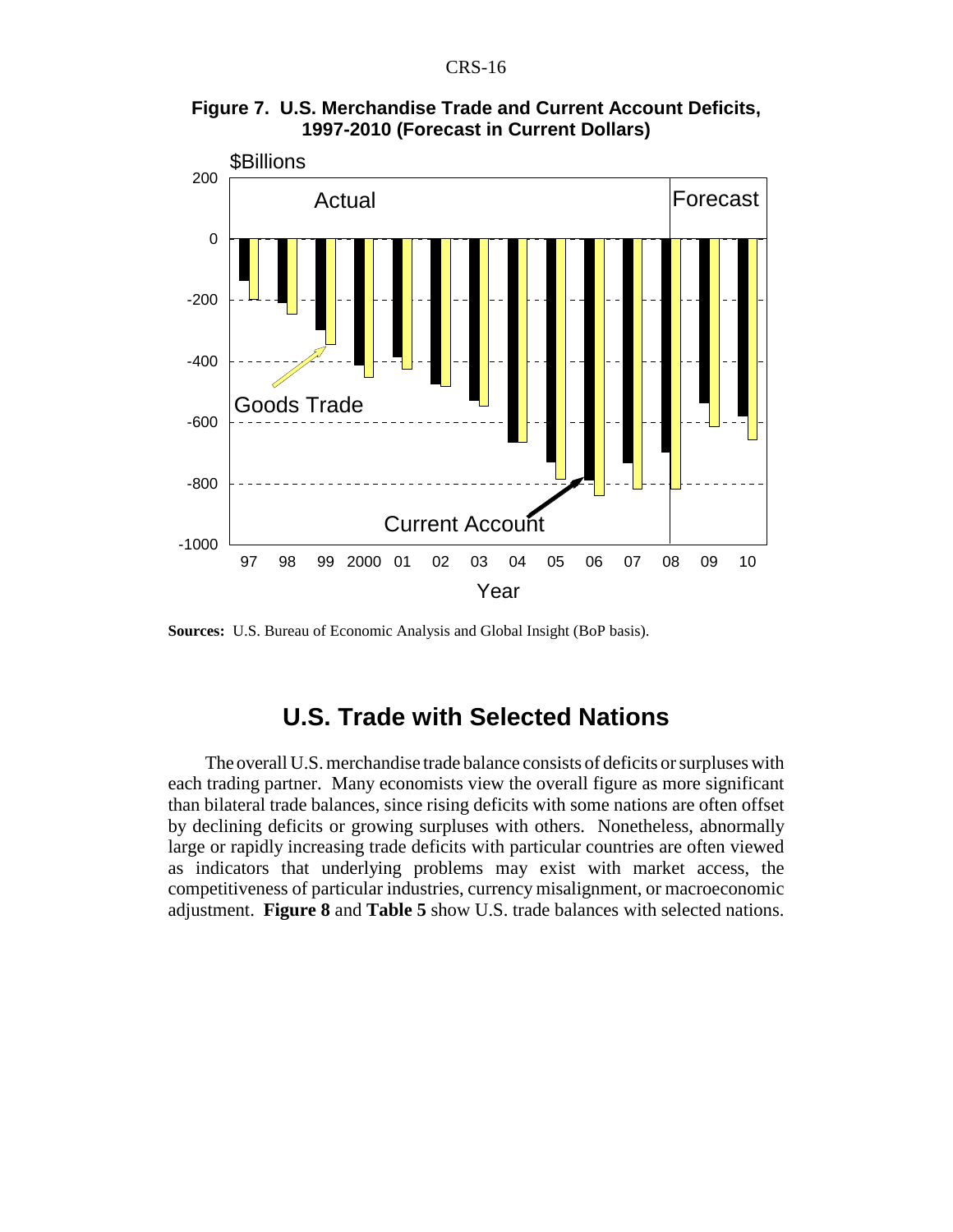**Figure 7. U.S. Merchandise Trade and Current Account Deficits, 1997-2010 (Forecast in Current Dollars)**

**Sources:** U.S. Bureau of Economic Analysis and Global Insight (BoP basis).

## U.S. Trade with Selected Nations

The overall U.S. merchandise trade balance consists of deficits or surpluses with each trading partner. Many economists view the overall figure as more significant than bilateral trade balances, since rising deficits with some nations are often offset by declining deficits or growing surpluses with others. Nonetheless, abnormally large or rapidly increasing trade deficits with particular countries are often viewed as indicators that underlying problems may exist with market access, the competitiveness of particular industries, currency misalignment, or macroeconomic adjustment. **Figure 8** and **Table 5** show U.S. trade balances with selected nations.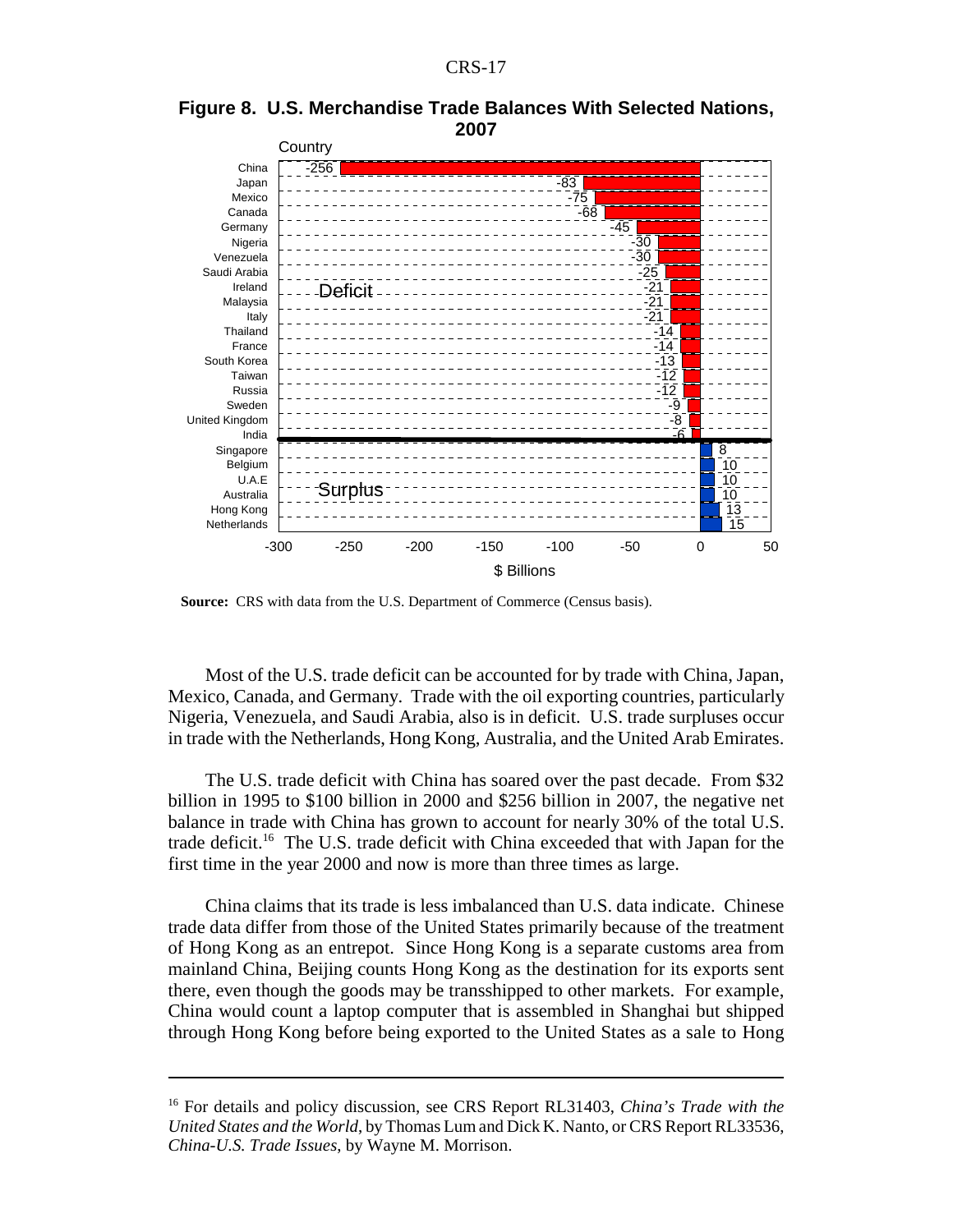**Figure 8. U.S. Merchandise Trade Balances With Selected Nations, 2007**

| Country | $ Billions |
|---|---|
| China | -256 |
| Japan | -83 |
| Mexico | -75 |
| Canada | -68 |
| Germany | -45 |
| Nigeria | -30 |
| Venezuela | -30 |
| Saudi Arabia | -25 |
| Ireland | -21 |
| Malaysia | -21 |
| Italy | -21 |
| Thailand | -14 |
| France | -14 |
| South Korea | -13 |
| Taiwan | -12 |
| Russia | -12 |
| Sweden | -9 |
| United Kingdom | -8 |
| India | -6 |
| Singapore | 8 |
| Belgium | 10 |
| U.A.E | 10 |
| Australia | 10 |
| Hong Kong | 13 |
| Netherlands | 15 |

**Source:** CRS with data from the U.S. Department of Commerce (Census basis).

Most of the U.S. trade deficit can be accounted for by trade with China, Japan, Mexico, Canada, and Germany. Trade with the oil exporting countries, particularly Nigeria, Venezuela, and Saudi Arabia, also is in deficit. U.S. trade surpluses occur in trade with the Netherlands, Hong Kong, Australia, and the United Arab Emirates.

The U.S. trade deficit with China has soared over the past decade. From $32 billion in 1995 to $100 billion in 2000 and $256 billion in 2007, the negative net balance in trade with China has grown to account for nearly 30% of the total U.S. trade deficit.[16] The U.S. trade deficit with China exceeded that with Japan for the first time in the year 2000 and now is more than three times as large.

China claims that its trade is less imbalanced than U.S. data indicate. Chinese trade data differ from those of the United States primarily because of the treatment of Hong Kong as an entrepot. Since Hong Kong is a separate customs area from mainland China, Beijing counts Hong Kong as the destination for its exports sent there, even though the goods may be transshipped to other markets. For example, China would count a laptop computer that is assembled in Shanghai but shipped through Hong Kong before being exported to the United States as a sale to Hong

[16] For details and policy discussion, see CRS Report RL31403, *China's Trade with the United States and the World*, by Thomas Lum and Dick K. Nanto, or CRS Report RL33536, *China-U.S. Trade Issues*, by Wayne M. Morrison.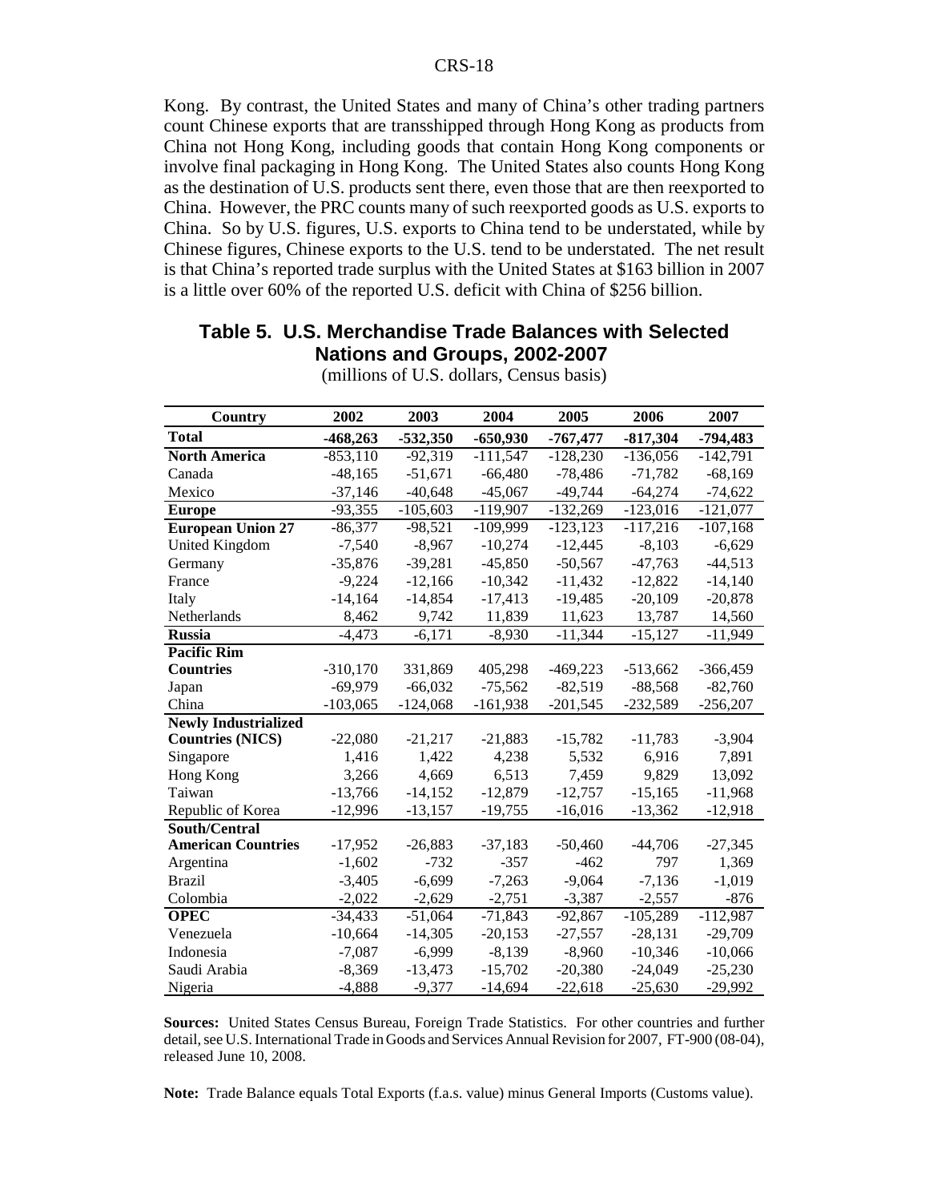Kong. By contrast, the United States and many of China's other trading partners count Chinese exports that are transshipped through Hong Kong as products from China not Hong Kong, including goods that contain Hong Kong components or involve final packaging in Hong Kong. The United States also counts Hong Kong as the destination of U.S. products sent there, even those that are then reexported to China. However, the PRC counts many of such reexported goods as U.S. exports to China. So by U.S. figures, U.S. exports to China tend to be understated, while by Chinese figures, Chinese exports to the U.S. tend to be understated. The net result is that China's reported trade surplus with the United States at $163 billion in 2007 is a little over 60% of the reported U.S. deficit with China of $256 billion.

## Table 5. U.S. Merchandise Trade Balances with Selected Nations and Groups, 2002-2007

(millions of U.S. dollars, Census basis)

| Country | 2002 | 2003 | 2004 | 2005 | 2006 | 2007 |
|---|---|---|---|---|---|---|
| **Total** | **-468,263** | **-532,350** | **-650,930** | **-767,477** | **-817,304** | **-794,483** |
| **North America** | -853,110 | -92,319 | -111,547 | -128,230 | -136,056 | -142,791 |
| Canada | -48,165 | -51,671 | -66,480 | -78,486 | -71,782 | -68,169 |
| Mexico | -37,146 | -40,648 | -45,067 | -49,744 | -64,274 | -74,622 |
| **Europe** | -93,355 | -105,603 | -119,907 | -132,269 | -123,016 | -121,077 |
| **European Union 27** | -86,377 | -98,521 | -109,999 | -123,123 | -117,216 | -107,168 |
| United Kingdom | -7,540 | -8,967 | -10,274 | -12,445 | -8,103 | -6,629 |
| Germany | -35,876 | -39,281 | -45,850 | -50,567 | -47,763 | -44,513 |
| France | -9,224 | -12,166 | -10,342 | -11,432 | -12,822 | -14,140 |
| Italy | -14,164 | -14,854 | -17,413 | -19,485 | -20,109 | -20,878 |
| Netherlands | 8,462 | 9,742 | 11,839 | 11,623 | 13,787 | 14,560 |
| **Russia** | -4,473 | -6,171 | -8,930 | -11,344 | -15,127 | -11,949 |
| **Pacific Rim Countries** | -310,170 | 331,869 | 405,298 | -469,223 | -513,662 | -366,459 |
| Japan | -69,979 | -66,032 | -75,562 | -82,519 | -88,568 | -82,760 |
| China | -103,065 | -124,068 | -161,938 | -201,545 | -232,589 | -256,207 |
| **Newly Industrialized Countries (NICS)** | -22,080 | -21,217 | -21,883 | -15,782 | -11,783 | -3,904 |
| Singapore | 1,416 | 1,422 | 4,238 | 5,532 | 6,916 | 7,891 |
| Hong Kong | 3,266 | 4,669 | 6,513 | 7,459 | 9,829 | 13,092 |
| Taiwan | -13,766 | -14,152 | -12,879 | -12,757 | -15,165 | -11,968 |
| Republic of Korea | -12,996 | -13,157 | -19,755 | -16,016 | -13,362 | -12,918 |
| **South/Central American Countries** | -17,952 | -26,883 | -37,183 | -50,460 | -44,706 | -27,345 |
| Argentina | -1,602 | -732 | -357 | -462 | 797 | 1,369 |
| Brazil | -3,405 | -6,699 | -7,263 | -9,064 | -7,136 | -1,019 |
| Colombia | -2,022 | -2,629 | -2,751 | -3,387 | -2,557 | -876 |
| **OPEC** | -34,433 | -51,064 | -71,843 | -92,867 | -105,289 | -112,987 |
| Venezuela | -10,664 | -14,305 | -20,153 | -27,557 | -28,131 | -29,709 |
| Indonesia | -7,087 | -6,999 | -8,139 | -8,960 | -10,346 | -10,066 |
| Saudi Arabia | -8,369 | -13,473 | -15,702 | -20,380 | -24,049 | -25,230 |
| Nigeria | -4,888 | -9,377 | -14,694 | -22,618 | -25,630 | -29,992 |

**Sources:** United States Census Bureau, Foreign Trade Statistics. For other countries and further detail, see U.S. International Trade in Goods and Services Annual Revision for 2007, FT-900 (08-04), released June 10, 2008.

**Note:** Trade Balance equals Total Exports (f.a.s. value) minus General Imports (Customs value).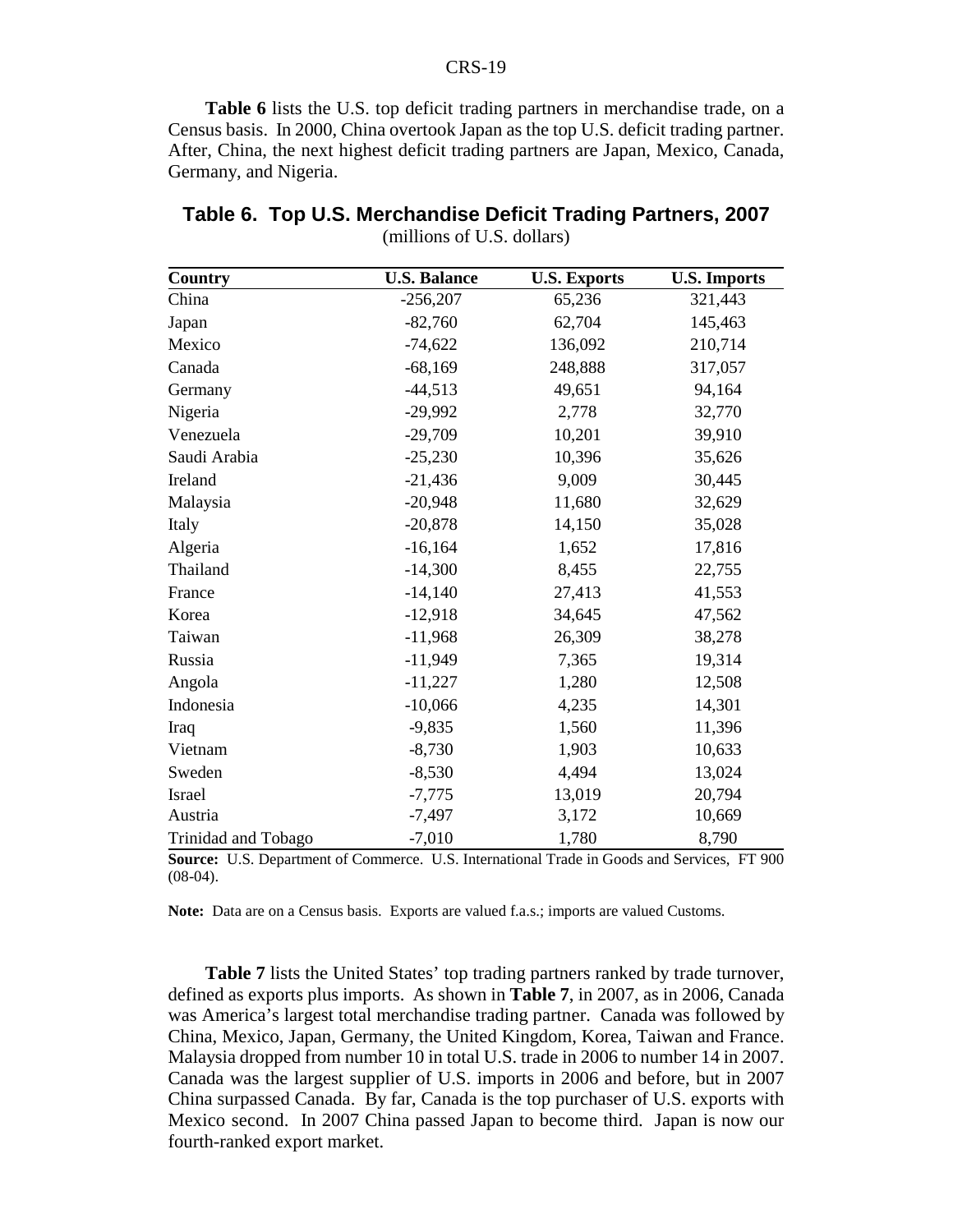**Table 6** lists the U.S. top deficit trading partners in merchandise trade, on a Census basis. In 2000, China overtook Japan as the top U.S. deficit trading partner. After, China, the next highest deficit trading partners are Japan, Mexico, Canada, Germany, and Nigeria.

**Table 6. Top U.S. Merchandise Deficit Trading Partners, 2007**
(millions of U.S. dollars)

| Country | U.S. Balance | U.S. Exports | U.S. Imports |
|---|---|---|---|
| China | -256,207 | 65,236 | 321,443 |
| Japan | -82,760 | 62,704 | 145,463 |
| Mexico | -74,622 | 136,092 | 210,714 |
| Canada | -68,169 | 248,888 | 317,057 |
| Germany | -44,513 | 49,651 | 94,164 |
| Nigeria | -29,992 | 2,778 | 32,770 |
| Venezuela | -29,709 | 10,201 | 39,910 |
| Saudi Arabia | -25,230 | 10,396 | 35,626 |
| Ireland | -21,436 | 9,009 | 30,445 |
| Malaysia | -20,948 | 11,680 | 32,629 |
| Italy | -20,878 | 14,150 | 35,028 |
| Algeria | -16,164 | 1,652 | 17,816 |
| Thailand | -14,300 | 8,455 | 22,755 |
| France | -14,140 | 27,413 | 41,553 |
| Korea | -12,918 | 34,645 | 47,562 |
| Taiwan | -11,968 | 26,309 | 38,278 |
| Russia | -11,949 | 7,365 | 19,314 |
| Angola | -11,227 | 1,280 | 12,508 |
| Indonesia | -10,066 | 4,235 | 14,301 |
| Iraq | -9,835 | 1,560 | 11,396 |
| Vietnam | -8,730 | 1,903 | 10,633 |
| Sweden | -8,530 | 4,494 | 13,024 |
| Israel | -7,775 | 13,019 | 20,794 |
| Austria | -7,497 | 3,172 | 10,669 |
| Trinidad and Tobago | -7,010 | 1,780 | 8,790 |

**Source:** U.S. Department of Commerce. U.S. International Trade in Goods and Services, FT 900 (08-04).

**Note:** Data are on a Census basis. Exports are valued f.a.s.; imports are valued Customs.

**Table 7** lists the United States' top trading partners ranked by trade turnover, defined as exports plus imports. As shown in **Table 7**, in 2007, as in 2006, Canada was America's largest total merchandise trading partner. Canada was followed by China, Mexico, Japan, Germany, the United Kingdom, Korea, Taiwan and France. Malaysia dropped from number 10 in total U.S. trade in 2006 to number 14 in 2007. Canada was the largest supplier of U.S. imports in 2006 and before, but in 2007 China surpassed Canada. By far, Canada is the top purchaser of U.S. exports with Mexico second. In 2007 China passed Japan to become third. Japan is now our fourth-ranked export market.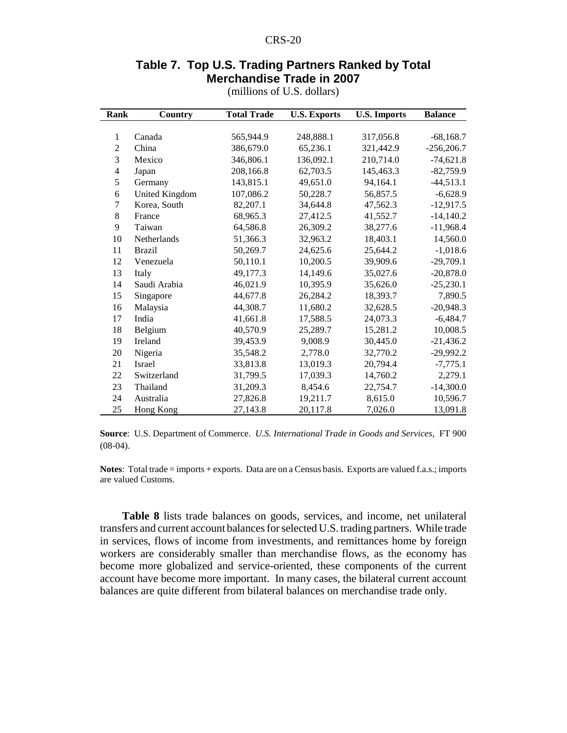## Table 7. Top U.S. Trading Partners Ranked by Total Merchandise Trade in 2007

(millions of U.S. dollars)

| Rank | Country | Total Trade | U.S. Exports | U.S. Imports | Balance |
|---|---|---|---|---|---|
| 1 | Canada | 565,944.9 | 248,888.1 | 317,056.8 | -68,168.7 |
| 2 | China | 386,679.0 | 65,236.1 | 321,442.9 | -256,206.7 |
| 3 | Mexico | 346,806.1 | 136,092.1 | 210,714.0 | -74,621.8 |
| 4 | Japan | 208,166.8 | 62,703.5 | 145,463.3 | -82,759.9 |
| 5 | Germany | 143,815.1 | 49,651.0 | 94,164.1 | -44,513.1 |
| 6 | United Kingdom | 107,086.2 | 50,228.7 | 56,857.5 | -6,628.9 |
| 7 | Korea, South | 82,207.1 | 34,644.8 | 47,562.3 | -12,917.5 |
| 8 | France | 68,965.3 | 27,412.5 | 41,552.7 | -14,140.2 |
| 9 | Taiwan | 64,586.8 | 26,309.2 | 38,277.6 | -11,968.4 |
| 10 | Netherlands | 51,366.3 | 32,963.2 | 18,403.1 | 14,560.0 |
| 11 | Brazil | 50,269.7 | 24,625.6 | 25,644.2 | -1,018.6 |
| 12 | Venezuela | 50,110.1 | 10,200.5 | 39,909.6 | -29,709.1 |
| 13 | Italy | 49,177.3 | 14,149.6 | 35,027.6 | -20,878.0 |
| 14 | Saudi Arabia | 46,021.9 | 10,395.9 | 35,626.0 | -25,230.1 |
| 15 | Singapore | 44,677.8 | 26,284.2 | 18,393.7 | 7,890.5 |
| 16 | Malaysia | 44,308.7 | 11,680.2 | 32,628.5 | -20,948.3 |
| 17 | India | 41,661.8 | 17,588.5 | 24,073.3 | -6,484.7 |
| 18 | Belgium | 40,570.9 | 25,289.7 | 15,281.2 | 10,008.5 |
| 19 | Ireland | 39,453.9 | 9,008.9 | 30,445.0 | -21,436.2 |
| 20 | Nigeria | 35,548.2 | 2,778.0 | 32,770.2 | -29,992.2 |
| 21 | Israel | 33,813.8 | 13,019.3 | 20,794.4 | -7,775.1 |
| 22 | Switzerland | 31,799.5 | 17,039.3 | 14,760.2 | 2,279.1 |
| 23 | Thailand | 31,209.3 | 8,454.6 | 22,754.7 | -14,300.0 |
| 24 | Australia | 27,826.8 | 19,211.7 | 8,615.0 | 10,596.7 |
| 25 | Hong Kong | 27,143.8 | 20,117.8 | 7,026.0 | 13,091.8 |

**Source**: U.S. Department of Commerce. *U.S. International Trade in Goods and Services*, FT 900 (08-04).

**Notes**: Total trade = imports + exports. Data are on a Census basis. Exports are valued f.a.s.; imports are valued Customs.

**Table 8** lists trade balances on goods, services, and income, net unilateral transfers and current account balances for selected U.S. trading partners. While trade in services, flows of income from investments, and remittances home by foreign workers are considerably smaller than merchandise flows, as the economy has become more globalized and service-oriented, these components of the current account have become more important. In many cases, the bilateral current account balances are quite different from bilateral balances on merchandise trade only.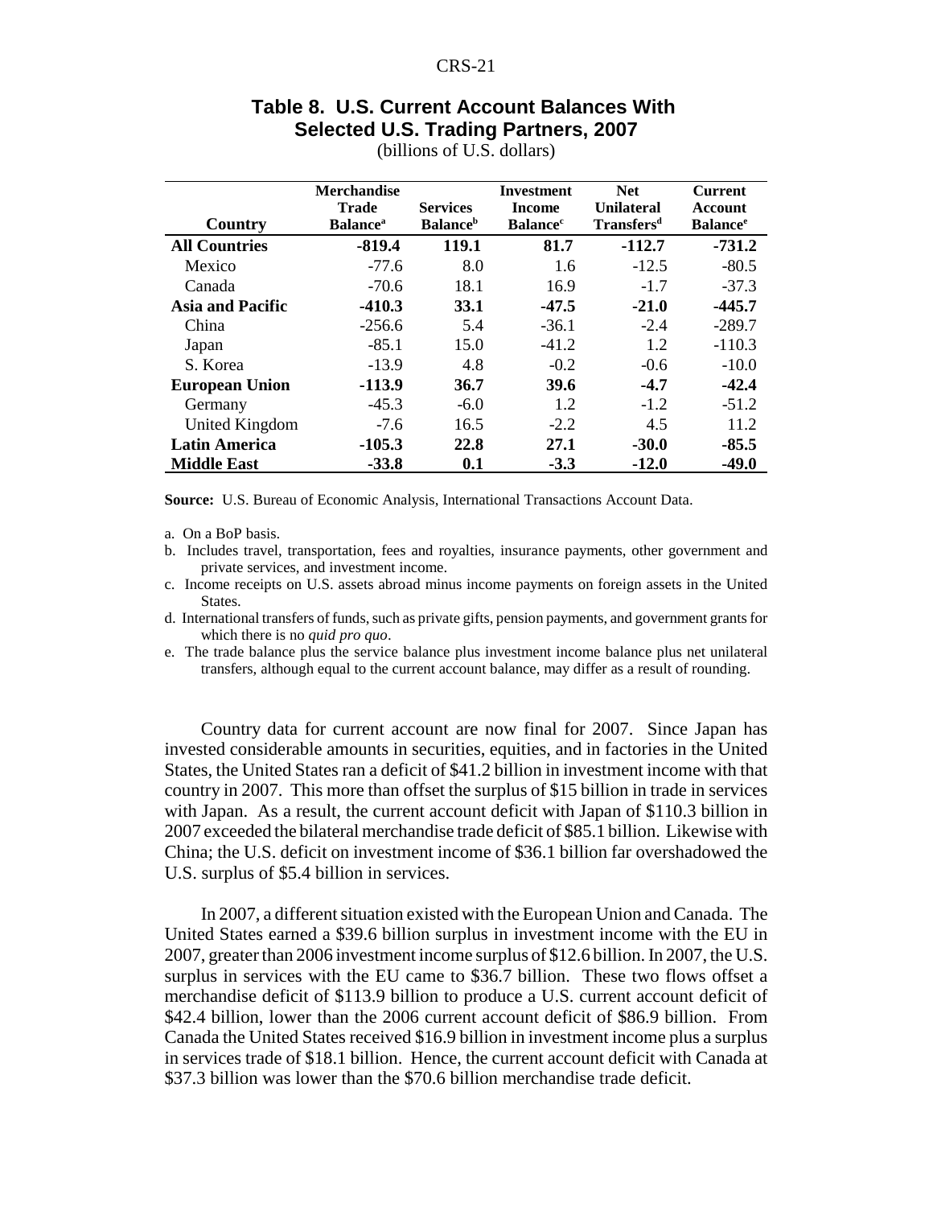**Table 8. U.S. Current Account Balances With Selected U.S. Trading Partners, 2007**

(billions of U.S. dollars)

| Country | Merchandise Trade Balance[a] | Services Balance[b] | Investment Income Balance[c] | Net Unilateral Transfers[d] | Current Account Balance[e] |
|---|---|---|---|---|---|
| **All Countries** | **-819.4** | **119.1** | **81.7** | **-112.7** | **-731.2** |
| Mexico | -77.6 | 8.0 | 1.6 | -12.5 | -80.5 |
| Canada | -70.6 | 18.1 | 16.9 | -1.7 | -37.3 |
| **Asia and Pacific** | **-410.3** | **33.1** | **-47.5** | **-21.0** | **-445.7** |
| China | -256.6 | 5.4 | -36.1 | -2.4 | -289.7 |
| Japan | -85.1 | 15.0 | -41.2 | 1.2 | -110.3 |
| S. Korea | -13.9 | 4.8 | -0.2 | -0.6 | -10.0 |
| **European Union** | **-113.9** | **36.7** | **39.6** | **-4.7** | **-42.4** |
| Germany | -45.3 | -6.0 | 1.2 | -1.2 | -51.2 |
| United Kingdom | -7.6 | 16.5 | -2.2 | 4.5 | 11.2 |
| **Latin America** | **-105.3** | **22.8** | **27.1** | **-30.0** | **-85.5** |
| **Middle East** | **-33.8** | **0.1** | **-3.3** | **-12.0** | **-49.0** |

**Source:** U.S. Bureau of Economic Analysis, International Transactions Account Data.

a. On a BoP basis.

b. Includes travel, transportation, fees and royalties, insurance payments, other government and private services, and investment income.

c. Income receipts on U.S. assets abroad minus income payments on foreign assets in the United States.

d. International transfers of funds, such as private gifts, pension payments, and government grants for which there is no *quid pro quo*.

e. The trade balance plus the service balance plus investment income balance plus net unilateral transfers, although equal to the current account balance, may differ as a result of rounding.

Country data for current account are now final for 2007. Since Japan has invested considerable amounts in securities, equities, and in factories in the United States, the United States ran a deficit of $41.2 billion in investment income with that country in 2007. This more than offset the surplus of $15 billion in trade in services with Japan. As a result, the current account deficit with Japan of $110.3 billion in 2007 exceeded the bilateral merchandise trade deficit of $85.1 billion. Likewise with China; the U.S. deficit on investment income of $36.1 billion far overshadowed the U.S. surplus of $5.4 billion in services.

In 2007, a different situation existed with the European Union and Canada. The United States earned a $39.6 billion surplus in investment income with the EU in 2007, greater than 2006 investment income surplus of $12.6 billion. In 2007, the U.S. surplus in services with the EU came to $36.7 billion. These two flows offset a merchandise deficit of $113.9 billion to produce a U.S. current account deficit of $42.4 billion, lower than the 2006 current account deficit of $86.9 billion. From Canada the United States received $16.9 billion in investment income plus a surplus in services trade of $18.1 billion. Hence, the current account deficit with Canada at $37.3 billion was lower than the $70.6 billion merchandise trade deficit.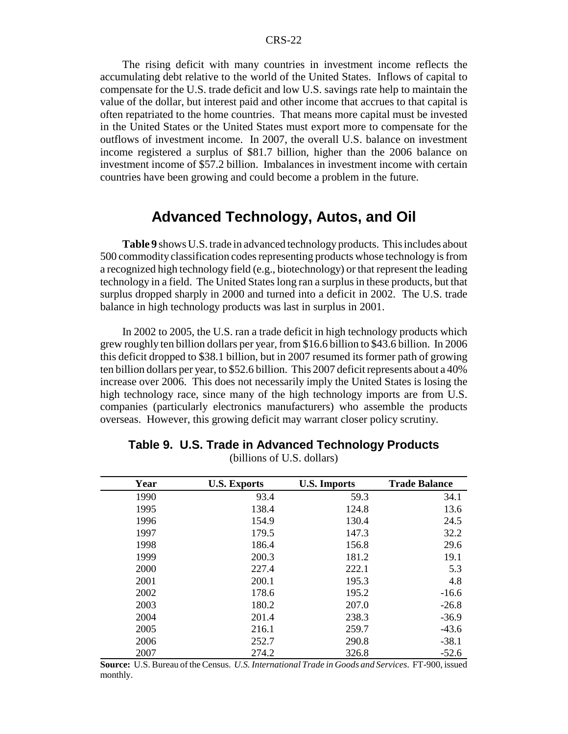The rising deficit with many countries in investment income reflects the accumulating debt relative to the world of the United States. Inflows of capital to compensate for the U.S. trade deficit and low U.S. savings rate help to maintain the value of the dollar, but interest paid and other income that accrues to that capital is often repatriated to the home countries. That means more capital must be invested in the United States or the United States must export more to compensate for the outflows of investment income. In 2007, the overall U.S. balance on investment income registered a surplus of $81.7 billion, higher than the 2006 balance on investment income of $57.2 billion. Imbalances in investment income with certain countries have been growing and could become a problem in the future.

## Advanced Technology, Autos, and Oil

**Table 9** shows U.S. trade in advanced technology products. This includes about 500 commodity classification codes representing products whose technology is from a recognized high technology field (e.g., biotechnology) or that represent the leading technology in a field. The United States long ran a surplus in these products, but that surplus dropped sharply in 2000 and turned into a deficit in 2002. The U.S. trade balance in high technology products was last in surplus in 2001.

In 2002 to 2005, the U.S. ran a trade deficit in high technology products which grew roughly ten billion dollars per year, from $16.6 billion to $43.6 billion. In 2006 this deficit dropped to $38.1 billion, but in 2007 resumed its former path of growing ten billion dollars per year, to $52.6 billion. This 2007 deficit represents about a 40% increase over 2006. This does not necessarily imply the United States is losing the high technology race, since many of the high technology imports are from U.S. companies (particularly electronics manufacturers) who assemble the products overseas. However, this growing deficit may warrant closer policy scrutiny.

### Table 9. U.S. Trade in Advanced Technology Products

(billions of U.S. dollars)

| Year | U.S. Exports | U.S. Imports | Trade Balance |
|---|---|---|---|
| 1990 | 93.4 | 59.3 | 34.1 |
| 1995 | 138.4 | 124.8 | 13.6 |
| 1996 | 154.9 | 130.4 | 24.5 |
| 1997 | 179.5 | 147.3 | 32.2 |
| 1998 | 186.4 | 156.8 | 29.6 |
| 1999 | 200.3 | 181.2 | 19.1 |
| 2000 | 227.4 | 222.1 | 5.3 |
| 2001 | 200.1 | 195.3 | 4.8 |
| 2002 | 178.6 | 195.2 | -16.6 |
| 2003 | 180.2 | 207.0 | -26.8 |
| 2004 | 201.4 | 238.3 | -36.9 |
| 2005 | 216.1 | 259.7 | -43.6 |
| 2006 | 252.7 | 290.8 | -38.1 |
| 2007 | 274.2 | 326.8 | -52.6 |

**Source:** U.S. Bureau of the Census. *U.S. International Trade in Goods and Services*. FT-900, issued monthly.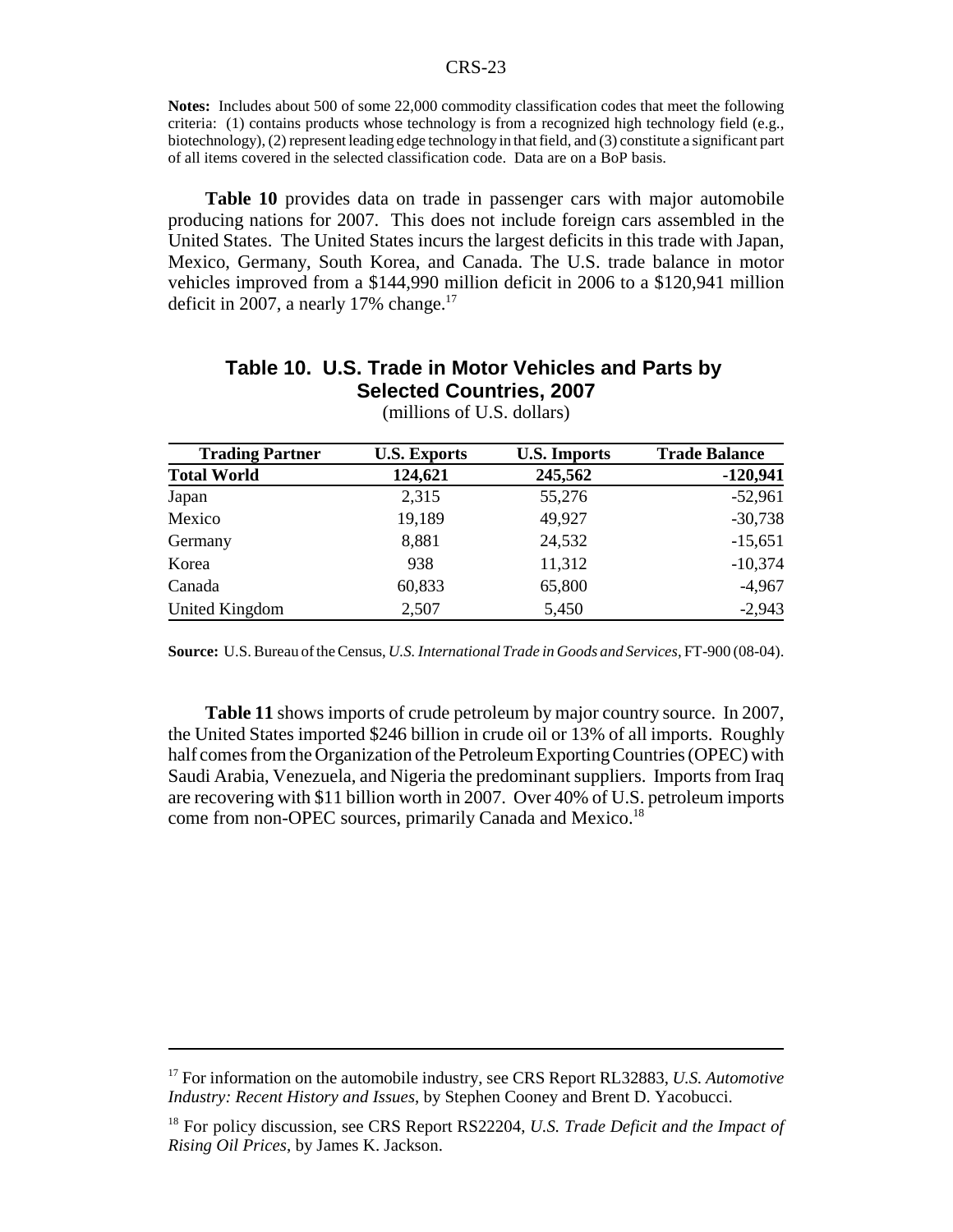**Notes:** Includes about 500 of some 22,000 commodity classification codes that meet the following criteria: (1) contains products whose technology is from a recognized high technology field (e.g., biotechnology), (2) represent leading edge technology in that field, and (3) constitute a significant part of all items covered in the selected classification code. Data are on a BoP basis.

**Table 10** provides data on trade in passenger cars with major automobile producing nations for 2007. This does not include foreign cars assembled in the United States. The United States incurs the largest deficits in this trade with Japan, Mexico, Germany, South Korea, and Canada. The U.S. trade balance in motor vehicles improved from a $144,990 million deficit in 2006 to a $120,941 million deficit in 2007, a nearly 17% change.[17]

## Table 10. U.S. Trade in Motor Vehicles and Parts by Selected Countries, 2007

(millions of U.S. dollars)

| Trading Partner | U.S. Exports | U.S. Imports | Trade Balance |
|---|---|---|---|
| **Total World** | **124,621** | **245,562** | **-120,941** |
| Japan | 2,315 | 55,276 | -52,961 |
| Mexico | 19,189 | 49,927 | -30,738 |
| Germany | 8,881 | 24,532 | -15,651 |
| Korea | 938 | 11,312 | -10,374 |
| Canada | 60,833 | 65,800 | -4,967 |
| United Kingdom | 2,507 | 5,450 | -2,943 |

**Source:** U.S. Bureau of the Census, *U.S. International Trade in Goods and Services*, FT-900 (08-04).

**Table 11** shows imports of crude petroleum by major country source. In 2007, the United States imported $246 billion in crude oil or 13% of all imports. Roughly half comes from the Organization of the Petroleum Exporting Countries (OPEC) with Saudi Arabia, Venezuela, and Nigeria the predominant suppliers. Imports from Iraq are recovering with $11 billion worth in 2007. Over 40% of U.S. petroleum imports come from non-OPEC sources, primarily Canada and Mexico.[18]

---

[17] For information on the automobile industry, see CRS Report RL32883, *U.S. Automotive Industry: Recent History and Issues*, by Stephen Cooney and Brent D. Yacobucci.

[18] For policy discussion, see CRS Report RS22204, *U.S. Trade Deficit and the Impact of Rising Oil Prices*, by James K. Jackson.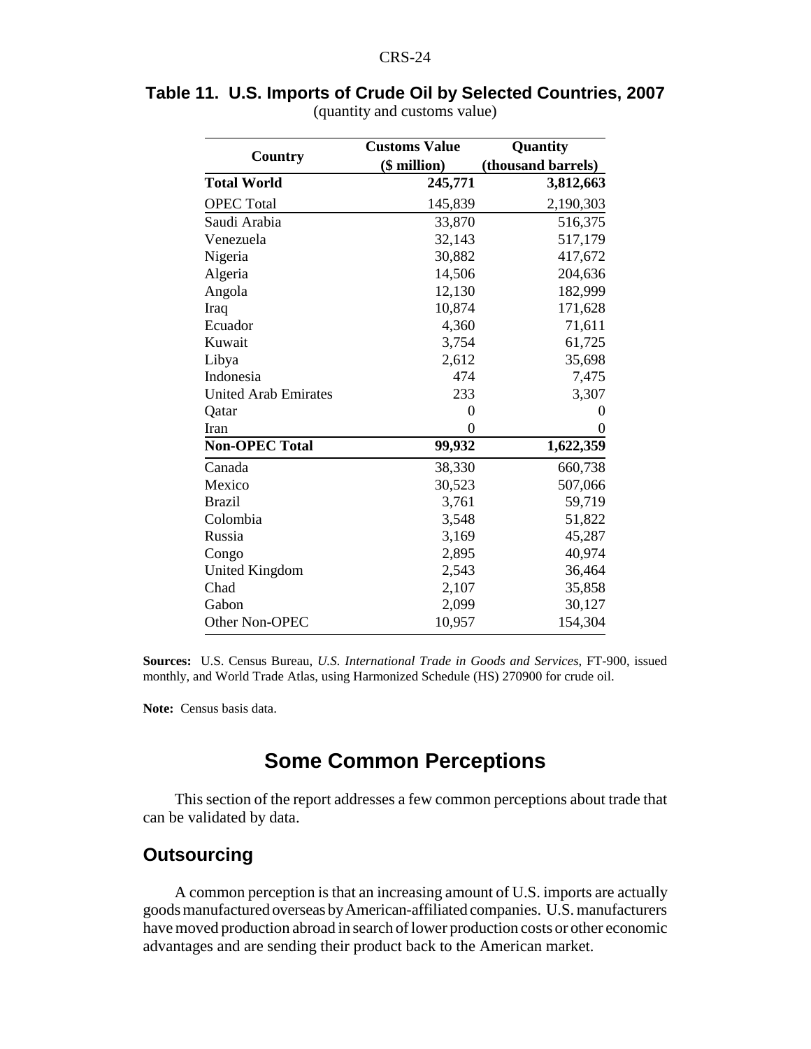**Table 11. U.S. Imports of Crude Oil by Selected Countries, 2007**
(quantity and customs value)

| Country | Customs Value ($ million) | Quantity (thousand barrels) |
|---|---|---|
| **Total World** | **245,771** | **3,812,663** |
| OPEC Total | 145,839 | 2,190,303 |
| Saudi Arabia | 33,870 | 516,375 |
| Venezuela | 32,143 | 517,179 |
| Nigeria | 30,882 | 417,672 |
| Algeria | 14,506 | 204,636 |
| Angola | 12,130 | 182,999 |
| Iraq | 10,874 | 171,628 |
| Ecuador | 4,360 | 71,611 |
| Kuwait | 3,754 | 61,725 |
| Libya | 2,612 | 35,698 |
| Indonesia | 474 | 7,475 |
| United Arab Emirates | 233 | 3,307 |
| Qatar | 0 | 0 |
| Iran | 0 | 0 |
| **Non-OPEC Total** | **99,932** | **1,622,359** |
| Canada | 38,330 | 660,738 |
| Mexico | 30,523 | 507,066 |
| Brazil | 3,761 | 59,719 |
| Colombia | 3,548 | 51,822 |
| Russia | 3,169 | 45,287 |
| Congo | 2,895 | 40,974 |
| United Kingdom | 2,543 | 36,464 |
| Chad | 2,107 | 35,858 |
| Gabon | 2,099 | 30,127 |
| Other Non-OPEC | 10,957 | 154,304 |

**Sources:** U.S. Census Bureau, *U.S. International Trade in Goods and Services*, FT-900, issued monthly, and World Trade Atlas, using Harmonized Schedule (HS) 270900 for crude oil.

**Note:** Census basis data.

# Some Common Perceptions

This section of the report addresses a few common perceptions about trade that can be validated by data.

## Outsourcing

A common perception is that an increasing amount of U.S. imports are actually goods manufactured overseas by American-affiliated companies. U.S. manufacturers have moved production abroad in search of lower production costs or other economic advantages and are sending their product back to the American market.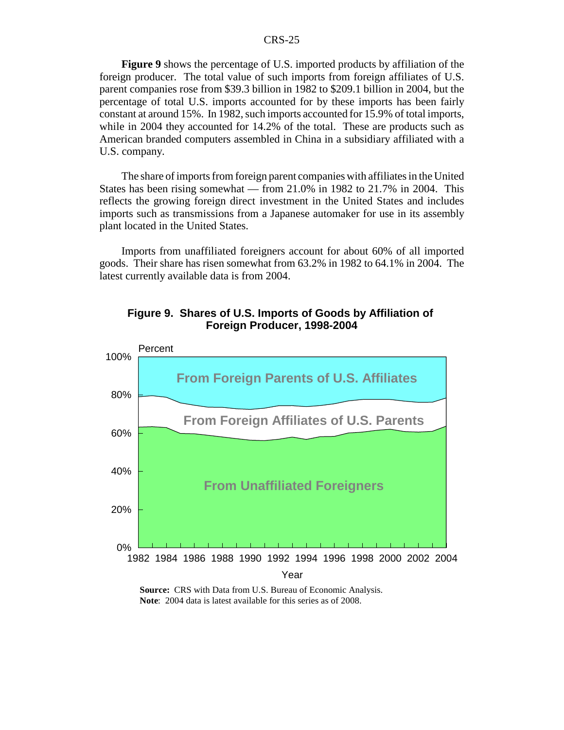**Figure 9** shows the percentage of U.S. imported products by affiliation of the foreign producer. The total value of such imports from foreign affiliates of U.S. parent companies rose from $39.3 billion in 1982 to $209.1 billion in 2004, but the percentage of total U.S. imports accounted for by these imports has been fairly constant at around 15%. In 1982, such imports accounted for 15.9% of total imports, while in 2004 they accounted for 14.2% of the total. These are products such as American branded computers assembled in China in a subsidiary affiliated with a U.S. company.

The share of imports from foreign parent companies with affiliates in the United States has been rising somewhat — from 21.0% in 1982 to 21.7% in 2004. This reflects the growing foreign direct investment in the United States and includes imports such as transmissions from a Japanese automaker for use in its assembly plant located in the United States.

Imports from unaffiliated foreigners account for about 60% of all imported goods. Their share has risen somewhat from 63.2% in 1982 to 64.1% in 2004. The latest currently available data is from 2004.

**Figure 9. Shares of U.S. Imports of Goods by Affiliation of Foreign Producer, 1998-2004**

**Source:** CRS with Data from U.S. Bureau of Economic Analysis.
**Note**: 2004 data is latest available for this series as of 2008.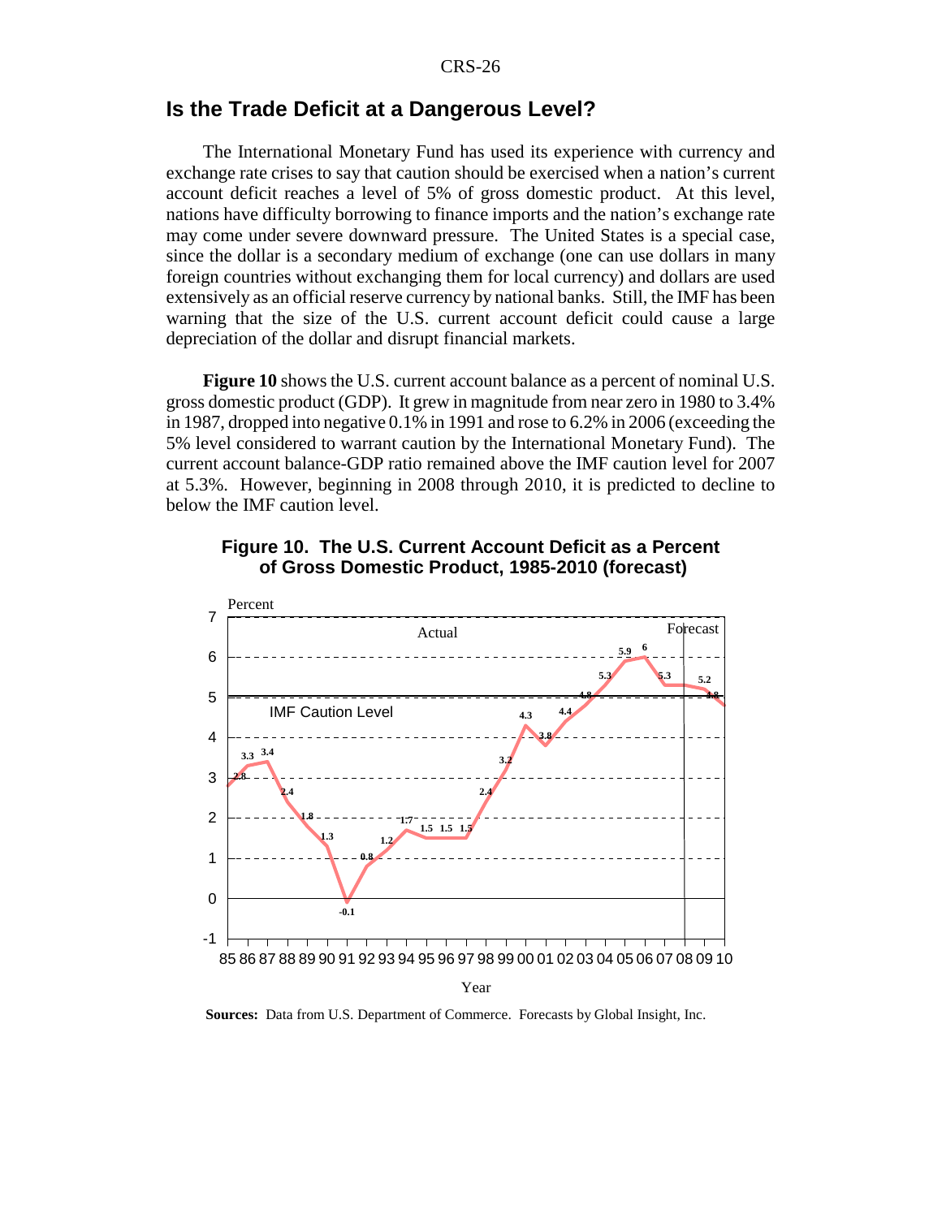## Is the Trade Deficit at a Dangerous Level?

The International Monetary Fund has used its experience with currency and exchange rate crises to say that caution should be exercised when a nation's current account deficit reaches a level of 5% of gross domestic product. At this level, nations have difficulty borrowing to finance imports and the nation's exchange rate may come under severe downward pressure. The United States is a special case, since the dollar is a secondary medium of exchange (one can use dollars in many foreign countries without exchanging them for local currency) and dollars are used extensively as an official reserve currency by national banks. Still, the IMF has been warning that the size of the U.S. current account deficit could cause a large depreciation of the dollar and disrupt financial markets.

**Figure 10** shows the U.S. current account balance as a percent of nominal U.S. gross domestic product (GDP). It grew in magnitude from near zero in 1980 to 3.4% in 1987, dropped into negative 0.1% in 1991 and rose to 6.2% in 2006 (exceeding the 5% level considered to warrant caution by the International Monetary Fund). The current account balance-GDP ratio remained above the IMF caution level for 2007 at 5.3%. However, beginning in 2008 through 2010, it is predicted to decline to below the IMF caution level.

**Figure 10. The U.S. Current Account Deficit as a Percent of Gross Domestic Product, 1985-2010 (forecast)**

| Year | 85 | 86 | 87 | 88 | 89 | 90 | 91 | 92 | 93 | 94 | 95 | 96 | 97 | 98 | 99 | 00 | 01 | 02 | 03 | 04 | 05 | 06 | 07 | 08 | 09 | 10 |
|---|---|---|---|---|---|---|---|---|---|---|---|---|---|---|---|---|---|---|---|---|---|---|---|---|---|---|
| Percent | 2.8 | 3.3 | 3.4 | 2.4 | 1.8 | 1.3 | -0.1 | 0.8 | 1.2 | 1.7 | 1.5 | 1.5 | 1.5 | 2.4 | 3.2 | 4.3 | 3.8 | 4.4 | 4.8 | 5.3 | 5.9 | 6 | 5.3 | 5.3 | 5.2 | 4.8 |

(Actual: 1985-2007; Forecast: 2008-2010; IMF Caution Level: 5 percent)

**Sources:** Data from U.S. Department of Commerce. Forecasts by Global Insight, Inc.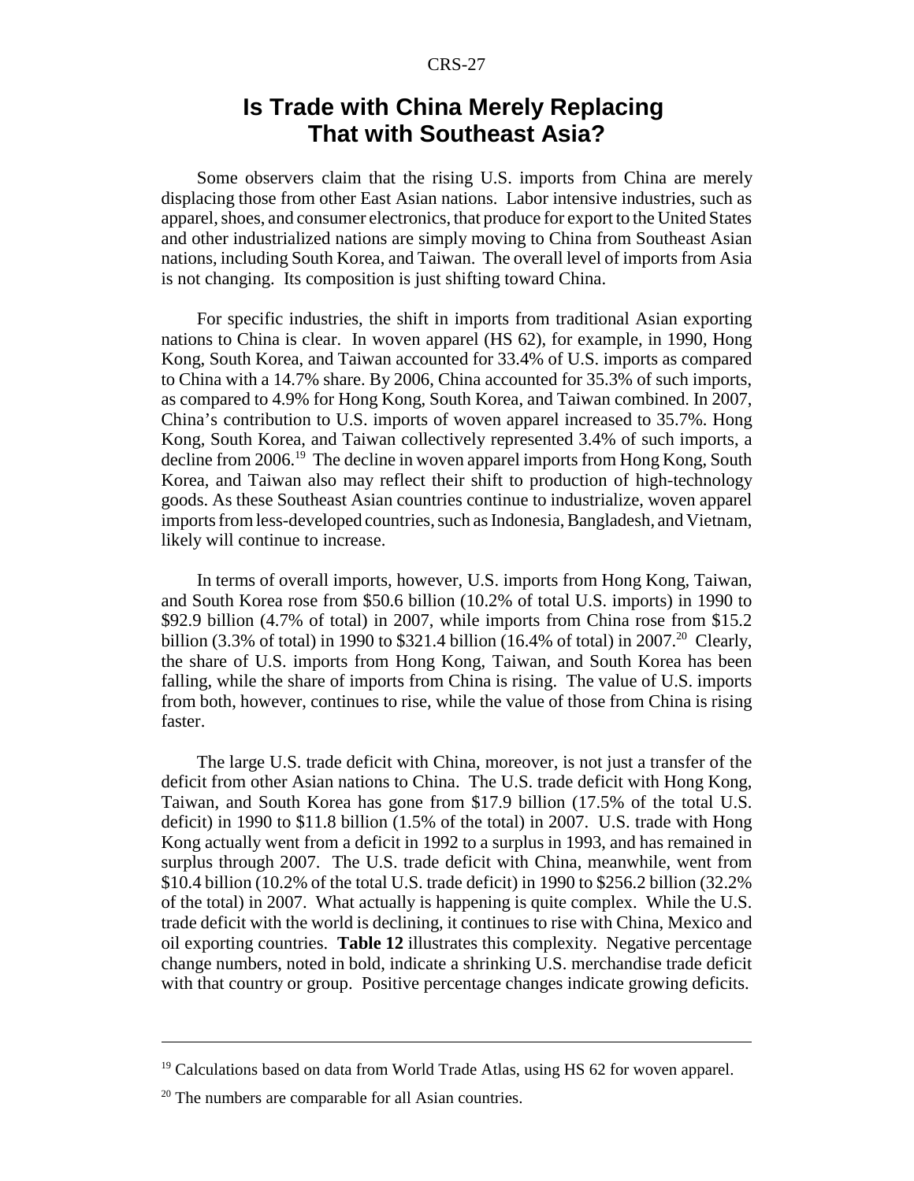# Is Trade with China Merely Replacing That with Southeast Asia?

Some observers claim that the rising U.S. imports from China are merely displacing those from other East Asian nations. Labor intensive industries, such as apparel, shoes, and consumer electronics, that produce for export to the United States and other industrialized nations are simply moving to China from Southeast Asian nations, including South Korea, and Taiwan. The overall level of imports from Asia is not changing. Its composition is just shifting toward China.

For specific industries, the shift in imports from traditional Asian exporting nations to China is clear. In woven apparel (HS 62), for example, in 1990, Hong Kong, South Korea, and Taiwan accounted for 33.4% of U.S. imports as compared to China with a 14.7% share. By 2006, China accounted for 35.3% of such imports, as compared to 4.9% for Hong Kong, South Korea, and Taiwan combined. In 2007, China's contribution to U.S. imports of woven apparel increased to 35.7%. Hong Kong, South Korea, and Taiwan collectively represented 3.4% of such imports, a decline from 2006.[19] The decline in woven apparel imports from Hong Kong, South Korea, and Taiwan also may reflect their shift to production of high-technology goods. As these Southeast Asian countries continue to industrialize, woven apparel imports from less-developed countries, such as Indonesia, Bangladesh, and Vietnam, likely will continue to increase.

In terms of overall imports, however, U.S. imports from Hong Kong, Taiwan, and South Korea rose from $50.6 billion (10.2% of total U.S. imports) in 1990 to $92.9 billion (4.7% of total) in 2007, while imports from China rose from $15.2 billion (3.3% of total) in 1990 to $321.4 billion (16.4% of total) in 2007.[20] Clearly, the share of U.S. imports from Hong Kong, Taiwan, and South Korea has been falling, while the share of imports from China is rising. The value of U.S. imports from both, however, continues to rise, while the value of those from China is rising faster.

The large U.S. trade deficit with China, moreover, is not just a transfer of the deficit from other Asian nations to China. The U.S. trade deficit with Hong Kong, Taiwan, and South Korea has gone from $17.9 billion (17.5% of the total U.S. deficit) in 1990 to $11.8 billion (1.5% of the total) in 2007. U.S. trade with Hong Kong actually went from a deficit in 1992 to a surplus in 1993, and has remained in surplus through 2007. The U.S. trade deficit with China, meanwhile, went from $10.4 billion (10.2% of the total U.S. trade deficit) in 1990 to $256.2 billion (32.2% of the total) in 2007. What actually is happening is quite complex. While the U.S. trade deficit with the world is declining, it continues to rise with China, Mexico and oil exporting countries. **Table 12** illustrates this complexity. Negative percentage change numbers, noted in bold, indicate a shrinking U.S. merchandise trade deficit with that country or group. Positive percentage changes indicate growing deficits.

---

[19] Calculations based on data from World Trade Atlas, using HS 62 for woven apparel.

[20] The numbers are comparable for all Asian countries.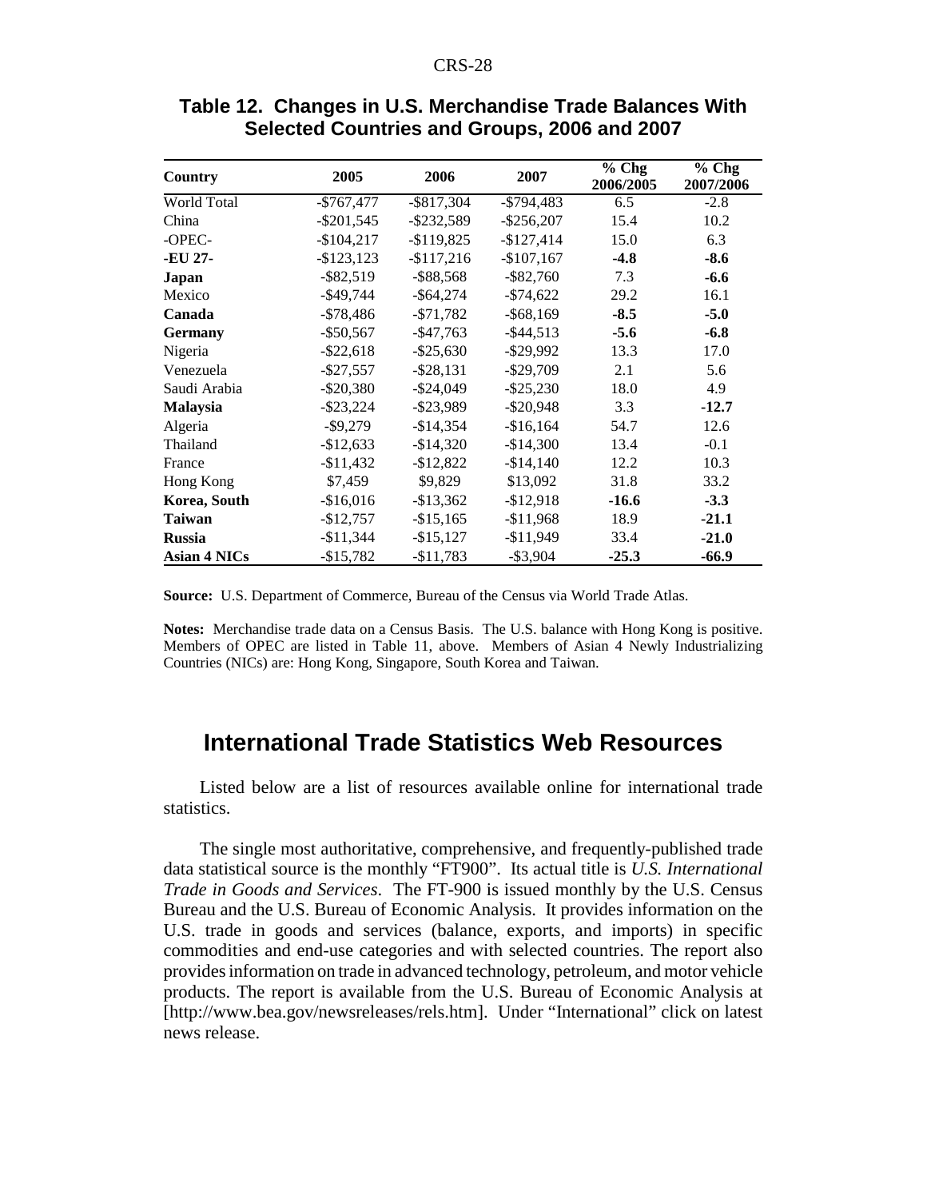## Table 12. Changes in U.S. Merchandise Trade Balances With Selected Countries and Groups, 2006 and 2007

| Country | 2005 | 2006 | 2007 | % Chg 2006/2005 | % Chg 2007/2006 |
|---|---|---|---|---|---|
| World Total | -$767,477 | -$817,304 | -$794,483 | 6.5 | -2.8 |
| China | -$201,545 | -$232,589 | -$256,207 | 15.4 | 10.2 |
| -OPEC- | -$104,217 | -$119,825 | -$127,414 | 15.0 | 6.3 |
| **-EU 27-** | -$123,123 | -$117,216 | -$107,167 | **-4.8** | **-8.6** |
| **Japan** | -$82,519 | -$88,568 | -$82,760 | 7.3 | **-6.6** |
| Mexico | -$49,744 | -$64,274 | -$74,622 | 29.2 | 16.1 |
| **Canada** | -$78,486 | -$71,782 | -$68,169 | **-8.5** | **-5.0** |
| **Germany** | -$50,567 | -$47,763 | -$44,513 | **-5.6** | **-6.8** |
| Nigeria | -$22,618 | -$25,630 | -$29,992 | 13.3 | 17.0 |
| Venezuela | -$27,557 | -$28,131 | -$29,709 | 2.1 | 5.6 |
| Saudi Arabia | -$20,380 | -$24,049 | -$25,230 | 18.0 | 4.9 |
| **Malaysia** | -$23,224 | -$23,989 | -$20,948 | 3.3 | **-12.7** |
| Algeria | -$9,279 | -$14,354 | -$16,164 | 54.7 | 12.6 |
| Thailand | -$12,633 | -$14,320 | -$14,300 | 13.4 | -0.1 |
| France | -$11,432 | -$12,822 | -$14,140 | 12.2 | 10.3 |
| Hong Kong | $7,459 | $9,829 | $13,092 | 31.8 | 33.2 |
| **Korea, South** | -$16,016 | -$13,362 | -$12,918 | **-16.6** | **-3.3** |
| **Taiwan** | -$12,757 | -$15,165 | -$11,968 | 18.9 | **-21.1** |
| **Russia** | -$11,344 | -$15,127 | -$11,949 | 33.4 | **-21.0** |
| **Asian 4 NICs** | -$15,782 | -$11,783 | -$3,904 | **-25.3** | **-66.9** |

**Source:** U.S. Department of Commerce, Bureau of the Census via World Trade Atlas.

**Notes:** Merchandise trade data on a Census Basis. The U.S. balance with Hong Kong is positive. Members of OPEC are listed in Table 11, above. Members of Asian 4 Newly Industrializing Countries (NICs) are: Hong Kong, Singapore, South Korea and Taiwan.

# International Trade Statistics Web Resources

Listed below are a list of resources available online for international trade statistics.

The single most authoritative, comprehensive, and frequently-published trade data statistical source is the monthly "FT900". Its actual title is *U.S. International Trade in Goods and Services*. The FT-900 is issued monthly by the U.S. Census Bureau and the U.S. Bureau of Economic Analysis. It provides information on the U.S. trade in goods and services (balance, exports, and imports) in specific commodities and end-use categories and with selected countries. The report also provides information on trade in advanced technology, petroleum, and motor vehicle products. The report is available from the U.S. Bureau of Economic Analysis at [http://www.bea.gov/newsreleases/rels.htm]. Under "International" click on latest news release.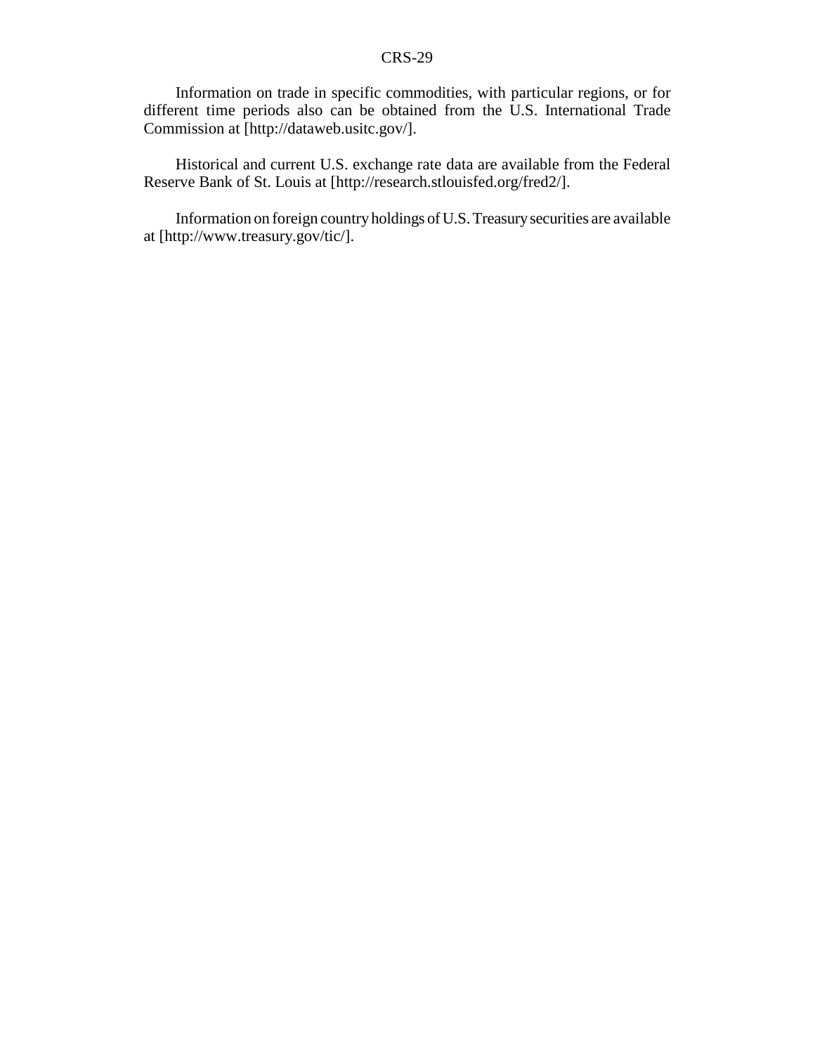Information on trade in specific commodities, with particular regions, or for different time periods also can be obtained from the U.S. International Trade Commission at [http://dataweb.usitc.gov/].

Historical and current U.S. exchange rate data are available from the Federal Reserve Bank of St. Louis at [http://research.stlouisfed.org/fred2/].

Information on foreign country holdings of U.S. Treasury securities are available at [http://www.treasury.gov/tic/].